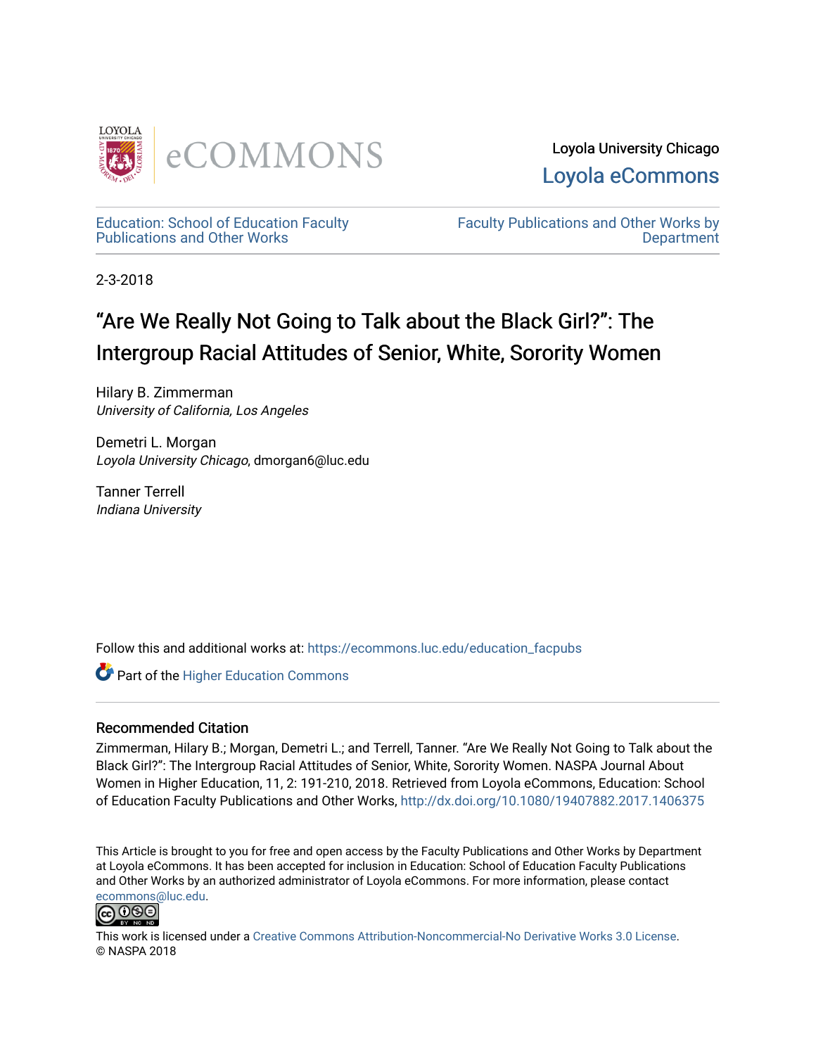Loyola University Chicago

Loyola eCommons

Education: School of Education Faculty Publications and Other Works

Faculty Publications and Other Works by Department

2-3-2018

# “Are We Really Not Going to Talk about the Black Girl?”: The Intergroup Racial Attitudes of Senior, White, Sorority Women

Hilary B. Zimmerman
*University of California, Los Angeles*

Demetri L. Morgan
*Loyola University Chicago*, dmorgan6@luc.edu

Tanner Terrell
*Indiana University*

Follow this and additional works at: https://ecommons.luc.edu/education_facpubs

Part of the Higher Education Commons

## Recommended Citation

Zimmerman, Hilary B.; Morgan, Demetri L.; and Terrell, Tanner. “Are We Really Not Going to Talk about the Black Girl?”: The Intergroup Racial Attitudes of Senior, White, Sorority Women. NASPA Journal About Women in Higher Education, 11, 2: 191-210, 2018. Retrieved from Loyola eCommons, Education: School of Education Faculty Publications and Other Works, http://dx.doi.org/10.1080/19407882.2017.1406375

This Article is brought to you for free and open access by the Faculty Publications and Other Works by Department at Loyola eCommons. It has been accepted for inclusion in Education: School of Education Faculty Publications and Other Works by an authorized administrator of Loyola eCommons. For more information, please contact ecommons@luc.edu.

This work is licensed under a Creative Commons Attribution-Noncommercial-No Derivative Works 3.0 License.
© NASPA 2018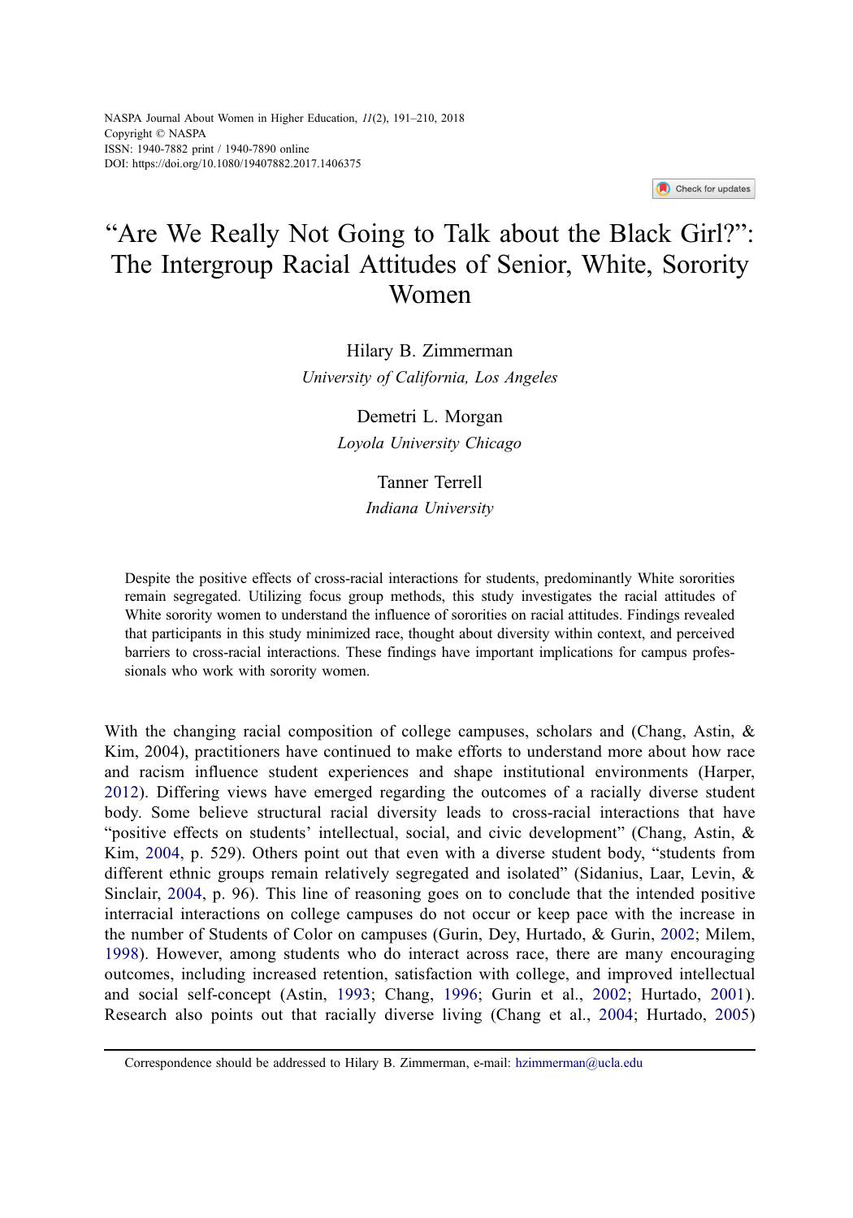# "Are We Really Not Going to Talk about the Black Girl?": The Intergroup Racial Attitudes of Senior, White, Sorority Women

Hilary B. Zimmerman
*University of California, Los Angeles*

Demetri L. Morgan
*Loyola University Chicago*

Tanner Terrell
*Indiana University*

Despite the positive effects of cross-racial interactions for students, predominantly White sororities remain segregated. Utilizing focus group methods, this study investigates the racial attitudes of White sorority women to understand the influence of sororities on racial attitudes. Findings revealed that participants in this study minimized race, thought about diversity within context, and perceived barriers to cross-racial interactions. These findings have important implications for campus professionals who work with sorority women.

With the changing racial composition of college campuses, scholars and (Chang, Astin, & Kim, 2004), practitioners have continued to make efforts to understand more about how race and racism influence student experiences and shape institutional environments (Harper, 2012). Differing views have emerged regarding the outcomes of a racially diverse student body. Some believe structural racial diversity leads to cross-racial interactions that have "positive effects on students' intellectual, social, and civic development" (Chang, Astin, & Kim, 2004, p. 529). Others point out that even with a diverse student body, "students from different ethnic groups remain relatively segregated and isolated" (Sidanius, Laar, Levin, & Sinclair, 2004, p. 96). This line of reasoning goes on to conclude that the intended positive interracial interactions on college campuses do not occur or keep pace with the increase in the number of Students of Color on campuses (Gurin, Dey, Hurtado, & Gurin, 2002; Milem, 1998). However, among students who do interact across race, there are many encouraging outcomes, including increased retention, satisfaction with college, and improved intellectual and social self-concept (Astin, 1993; Chang, 1996; Gurin et al., 2002; Hurtado, 2001). Research also points out that racially diverse living (Chang et al., 2004; Hurtado, 2005)

Correspondence should be addressed to Hilary B. Zimmerman, e-mail: hzimmerman@ucla.edu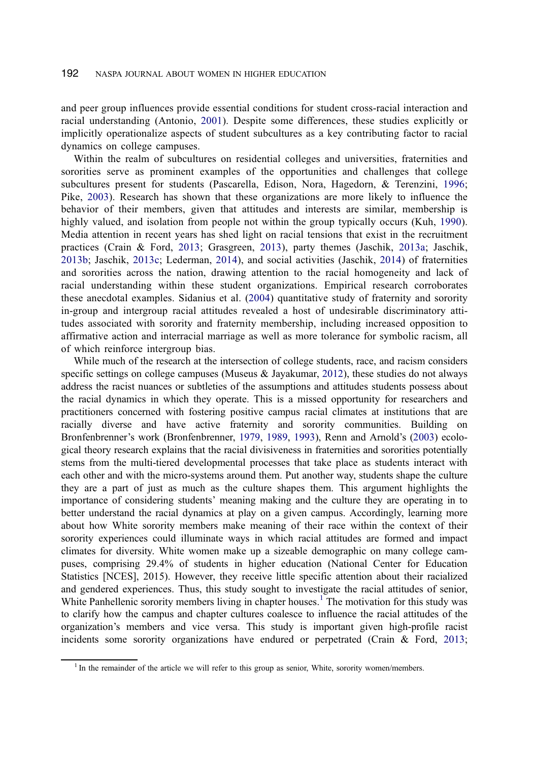and peer group influences provide essential conditions for student cross-racial interaction and racial understanding (Antonio, 2001). Despite some differences, these studies explicitly or implicitly operationalize aspects of student subcultures as a key contributing factor to racial dynamics on college campuses.

Within the realm of subcultures on residential colleges and universities, fraternities and sororities serve as prominent examples of the opportunities and challenges that college subcultures present for students (Pascarella, Edison, Nora, Hagedorn, & Terenzini, 1996; Pike, 2003). Research has shown that these organizations are more likely to influence the behavior of their members, given that attitudes and interests are similar, membership is highly valued, and isolation from people not within the group typically occurs (Kuh, 1990). Media attention in recent years has shed light on racial tensions that exist in the recruitment practices (Crain & Ford, 2013; Grasgreen, 2013), party themes (Jaschik, 2013a; Jaschik, 2013b; Jaschik, 2013c; Lederman, 2014), and social activities (Jaschik, 2014) of fraternities and sororities across the nation, drawing attention to the racial homogeneity and lack of racial understanding within these student organizations. Empirical research corroborates these anecdotal examples. Sidanius et al. (2004) quantitative study of fraternity and sorority in-group and intergroup racial attitudes revealed a host of undesirable discriminatory attitudes associated with sorority and fraternity membership, including increased opposition to affirmative action and interracial marriage as well as more tolerance for symbolic racism, all of which reinforce intergroup bias.

While much of the research at the intersection of college students, race, and racism considers specific settings on college campuses (Museus & Jayakumar, 2012), these studies do not always address the racist nuances or subtleties of the assumptions and attitudes students possess about the racial dynamics in which they operate. This is a missed opportunity for researchers and practitioners concerned with fostering positive campus racial climates at institutions that are racially diverse and have active fraternity and sorority communities. Building on Bronfenbrenner's work (Bronfenbrenner, 1979, 1989, 1993), Renn and Arnold's (2003) ecological theory research explains that the racial divisiveness in fraternities and sororities potentially stems from the multi-tiered developmental processes that take place as students interact with each other and with the micro-systems around them. Put another way, students shape the culture they are a part of just as much as the culture shapes them. This argument highlights the importance of considering students' meaning making and the culture they are operating in to better understand the racial dynamics at play on a given campus. Accordingly, learning more about how White sorority members make meaning of their race within the context of their sorority experiences could illuminate ways in which racial attitudes are formed and impact climates for diversity. White women make up a sizeable demographic on many college campuses, comprising 29.4% of students in higher education (National Center for Education Statistics [NCES], 2015). However, they receive little specific attention about their racialized and gendered experiences. Thus, this study sought to investigate the racial attitudes of senior, White Panhellenic sorority members living in chapter houses.[1] The motivation for this study was to clarify how the campus and chapter cultures coalesce to influence the racial attitudes of the organization's members and vice versa. This study is important given high-profile racist incidents some sorority organizations have endured or perpetrated (Crain & Ford, 2013;

[1] In the remainder of the article we will refer to this group as senior, White, sorority women/members.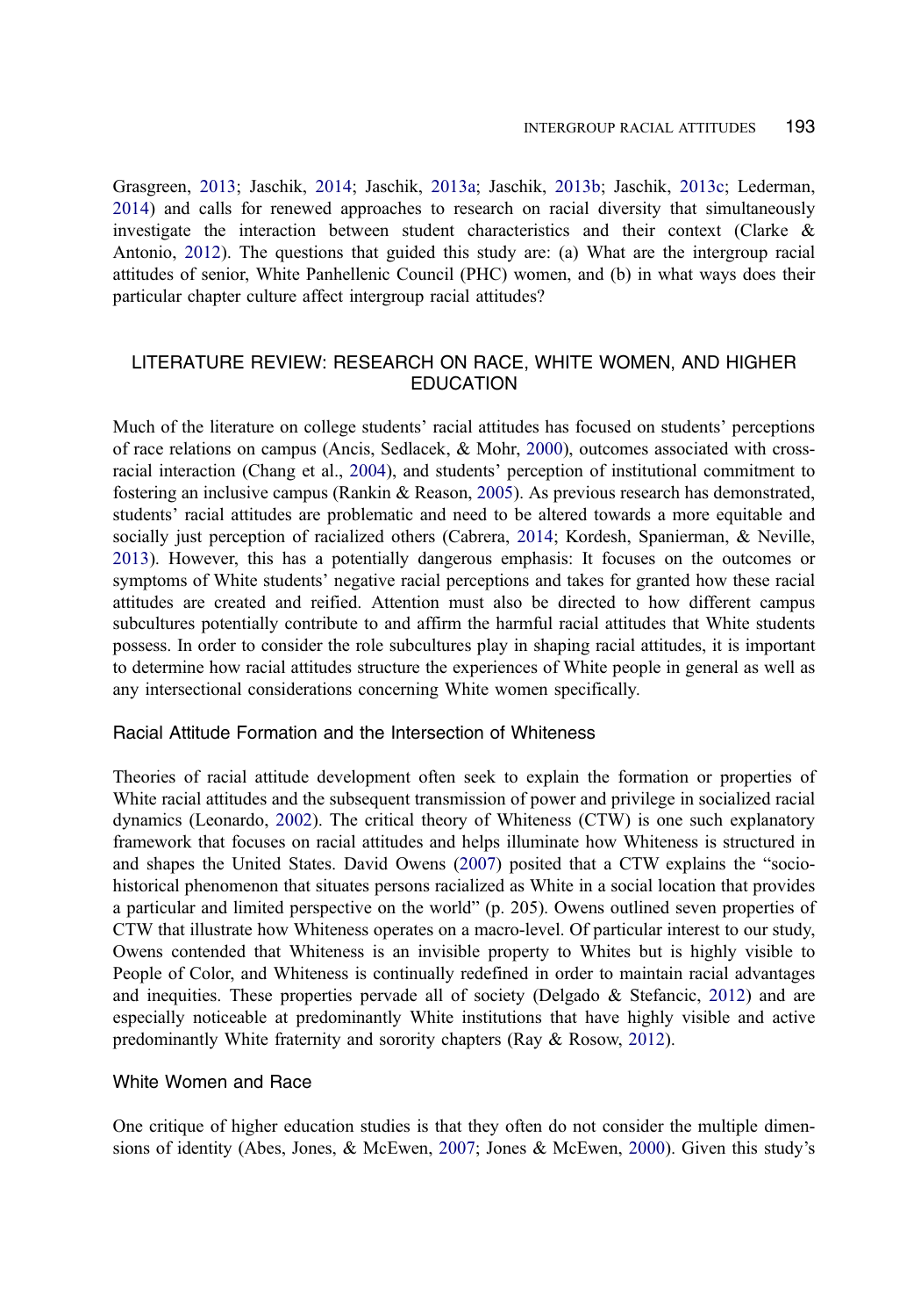Grasgreen, 2013; Jaschik, 2014; Jaschik, 2013a; Jaschik, 2013b; Jaschik, 2013c; Lederman, 2014) and calls for renewed approaches to research on racial diversity that simultaneously investigate the interaction between student characteristics and their context (Clarke & Antonio, 2012). The questions that guided this study are: (a) What are the intergroup racial attitudes of senior, White Panhellenic Council (PHC) women, and (b) in what ways does their particular chapter culture affect intergroup racial attitudes?

## LITERATURE REVIEW: RESEARCH ON RACE, WHITE WOMEN, AND HIGHER EDUCATION

Much of the literature on college students' racial attitudes has focused on students' perceptions of race relations on campus (Ancis, Sedlacek, & Mohr, 2000), outcomes associated with cross-racial interaction (Chang et al., 2004), and students' perception of institutional commitment to fostering an inclusive campus (Rankin & Reason, 2005). As previous research has demonstrated, students' racial attitudes are problematic and need to be altered towards a more equitable and socially just perception of racialized others (Cabrera, 2014; Kordesh, Spanierman, & Neville, 2013). However, this has a potentially dangerous emphasis: It focuses on the outcomes or symptoms of White students' negative racial perceptions and takes for granted how these racial attitudes are created and reified. Attention must also be directed to how different campus subcultures potentially contribute to and affirm the harmful racial attitudes that White students possess. In order to consider the role subcultures play in shaping racial attitudes, it is important to determine how racial attitudes structure the experiences of White people in general as well as any intersectional considerations concerning White women specifically.

### Racial Attitude Formation and the Intersection of Whiteness

Theories of racial attitude development often seek to explain the formation or properties of White racial attitudes and the subsequent transmission of power and privilege in socialized racial dynamics (Leonardo, 2002). The critical theory of Whiteness (CTW) is one such explanatory framework that focuses on racial attitudes and helps illuminate how Whiteness is structured in and shapes the United States. David Owens (2007) posited that a CTW explains the "socio-historical phenomenon that situates persons racialized as White in a social location that provides a particular and limited perspective on the world" (p. 205). Owens outlined seven properties of CTW that illustrate how Whiteness operates on a macro-level. Of particular interest to our study, Owens contended that Whiteness is an invisible property to Whites but is highly visible to People of Color, and Whiteness is continually redefined in order to maintain racial advantages and inequities. These properties pervade all of society (Delgado & Stefancic, 2012) and are especially noticeable at predominantly White institutions that have highly visible and active predominantly White fraternity and sorority chapters (Ray & Rosow, 2012).

### White Women and Race

One critique of higher education studies is that they often do not consider the multiple dimensions of identity (Abes, Jones, & McEwen, 2007; Jones & McEwen, 2000). Given this study's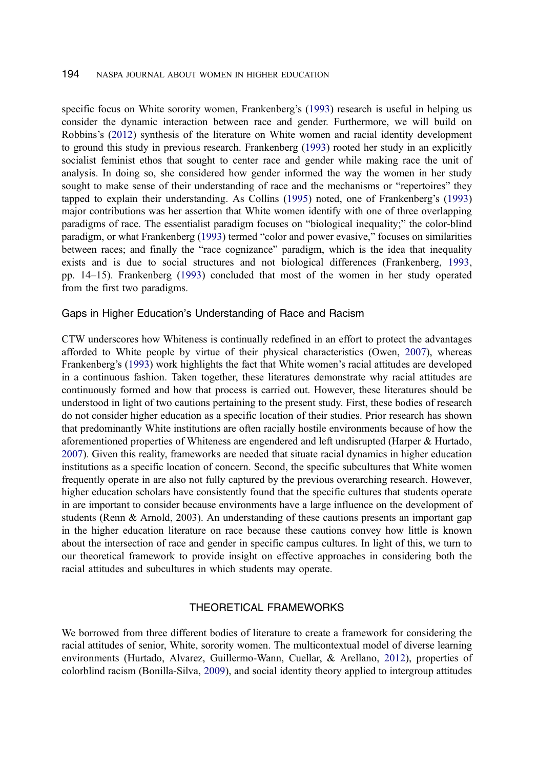specific focus on White sorority women, Frankenberg's (1993) research is useful in helping us consider the dynamic interaction between race and gender. Furthermore, we will build on Robbins's (2012) synthesis of the literature on White women and racial identity development to ground this study in previous research. Frankenberg (1993) rooted her study in an explicitly socialist feminist ethos that sought to center race and gender while making race the unit of analysis. In doing so, she considered how gender informed the way the women in her study sought to make sense of their understanding of race and the mechanisms or "repertoires" they tapped to explain their understanding. As Collins (1995) noted, one of Frankenberg's (1993) major contributions was her assertion that White women identify with one of three overlapping paradigms of race. The essentialist paradigm focuses on "biological inequality;" the color-blind paradigm, or what Frankenberg (1993) termed "color and power evasive," focuses on similarities between races; and finally the "race cognizance" paradigm, which is the idea that inequality exists and is due to social structures and not biological differences (Frankenberg, 1993, pp. 14–15). Frankenberg (1993) concluded that most of the women in her study operated from the first two paradigms.

### Gaps in Higher Education's Understanding of Race and Racism

CTW underscores how Whiteness is continually redefined in an effort to protect the advantages afforded to White people by virtue of their physical characteristics (Owen, 2007), whereas Frankenberg's (1993) work highlights the fact that White women's racial attitudes are developed in a continuous fashion. Taken together, these literatures demonstrate why racial attitudes are continuously formed and how that process is carried out. However, these literatures should be understood in light of two cautions pertaining to the present study. First, these bodies of research do not consider higher education as a specific location of their studies. Prior research has shown that predominantly White institutions are often racially hostile environments because of how the aforementioned properties of Whiteness are engendered and left undisrupted (Harper & Hurtado, 2007). Given this reality, frameworks are needed that situate racial dynamics in higher education institutions as a specific location of concern. Second, the specific subcultures that White women frequently operate in are also not fully captured by the previous overarching research. However, higher education scholars have consistently found that the specific cultures that students operate in are important to consider because environments have a large influence on the development of students (Renn & Arnold, 2003). An understanding of these cautions presents an important gap in the higher education literature on race because these cautions convey how little is known about the intersection of race and gender in specific campus cultures. In light of this, we turn to our theoretical framework to provide insight on effective approaches in considering both the racial attitudes and subcultures in which students may operate.

## THEORETICAL FRAMEWORKS

We borrowed from three different bodies of literature to create a framework for considering the racial attitudes of senior, White, sorority women. The multicontextual model of diverse learning environments (Hurtado, Alvarez, Guillermo-Wann, Cuellar, & Arellano, 2012), properties of colorblind racism (Bonilla-Silva, 2009), and social identity theory applied to intergroup attitudes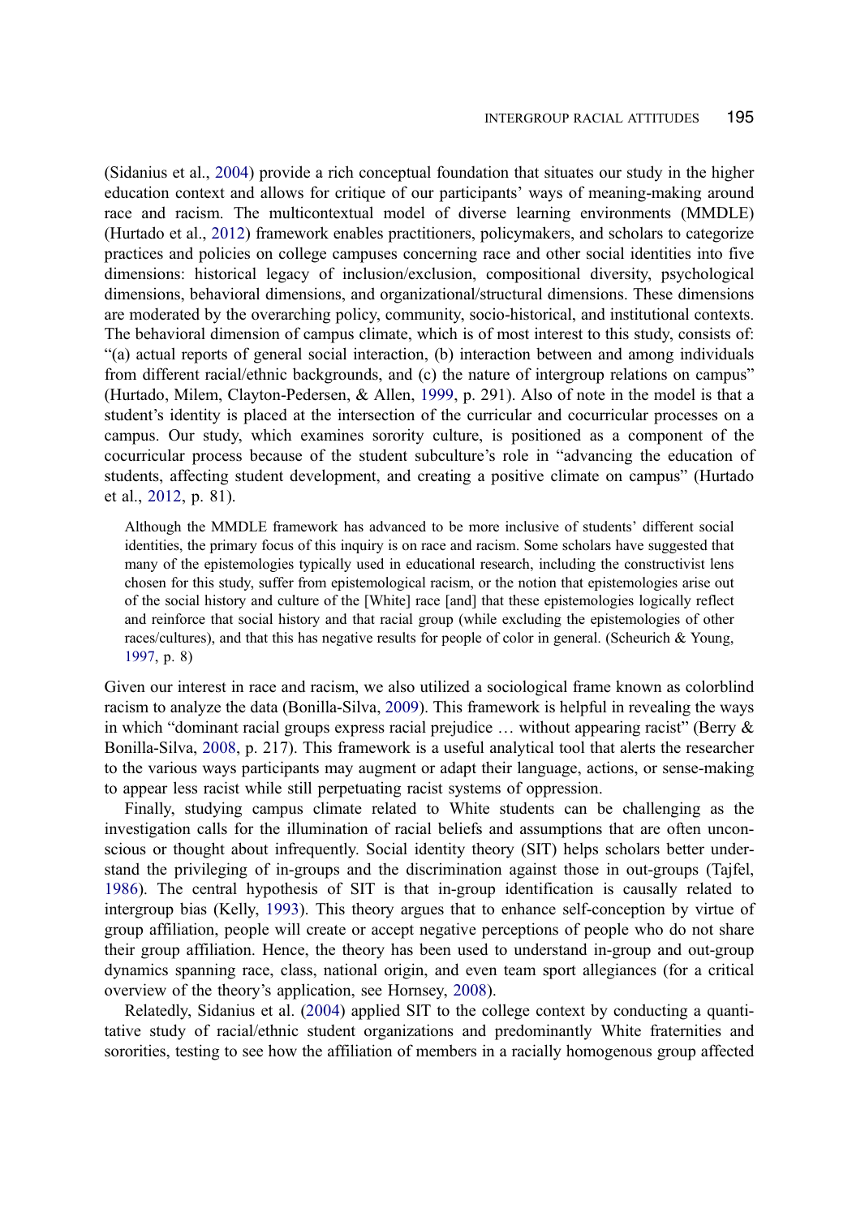(Sidanius et al., 2004) provide a rich conceptual foundation that situates our study in the higher education context and allows for critique of our participants' ways of meaning-making around race and racism. The multicontextual model of diverse learning environments (MMDLE) (Hurtado et al., 2012) framework enables practitioners, policymakers, and scholars to categorize practices and policies on college campuses concerning race and other social identities into five dimensions: historical legacy of inclusion/exclusion, compositional diversity, psychological dimensions, behavioral dimensions, and organizational/structural dimensions. These dimensions are moderated by the overarching policy, community, socio-historical, and institutional contexts. The behavioral dimension of campus climate, which is of most interest to this study, consists of: "(a) actual reports of general social interaction, (b) interaction between and among individuals from different racial/ethnic backgrounds, and (c) the nature of intergroup relations on campus" (Hurtado, Milem, Clayton-Pedersen, & Allen, 1999, p. 291). Also of note in the model is that a student's identity is placed at the intersection of the curricular and cocurricular processes on a campus. Our study, which examines sorority culture, is positioned as a component of the cocurricular process because of the student subculture's role in "advancing the education of students, affecting student development, and creating a positive climate on campus" (Hurtado et al., 2012, p. 81).

> Although the MMDLE framework has advanced to be more inclusive of students' different social identities, the primary focus of this inquiry is on race and racism. Some scholars have suggested that many of the epistemologies typically used in educational research, including the constructivist lens chosen for this study, suffer from epistemological racism, or the notion that epistemologies arise out of the social history and culture of the [White] race [and] that these epistemologies logically reflect and reinforce that social history and that racial group (while excluding the epistemologies of other races/cultures), and that this has negative results for people of color in general. (Scheurich & Young, 1997, p. 8)

Given our interest in race and racism, we also utilized a sociological frame known as colorblind racism to analyze the data (Bonilla-Silva, 2009). This framework is helpful in revealing the ways in which "dominant racial groups express racial prejudice … without appearing racist" (Berry & Bonilla-Silva, 2008, p. 217). This framework is a useful analytical tool that alerts the researcher to the various ways participants may augment or adapt their language, actions, or sense-making to appear less racist while still perpetuating racist systems of oppression.

Finally, studying campus climate related to White students can be challenging as the investigation calls for the illumination of racial beliefs and assumptions that are often unconscious or thought about infrequently. Social identity theory (SIT) helps scholars better understand the privileging of in-groups and the discrimination against those in out-groups (Tajfel, 1986). The central hypothesis of SIT is that in-group identification is causally related to intergroup bias (Kelly, 1993). This theory argues that to enhance self-conception by virtue of group affiliation, people will create or accept negative perceptions of people who do not share their group affiliation. Hence, the theory has been used to understand in-group and out-group dynamics spanning race, class, national origin, and even team sport allegiances (for a critical overview of the theory's application, see Hornsey, 2008).

Relatedly, Sidanius et al. (2004) applied SIT to the college context by conducting a quantitative study of racial/ethnic student organizations and predominantly White fraternities and sororities, testing to see how the affiliation of members in a racially homogenous group affected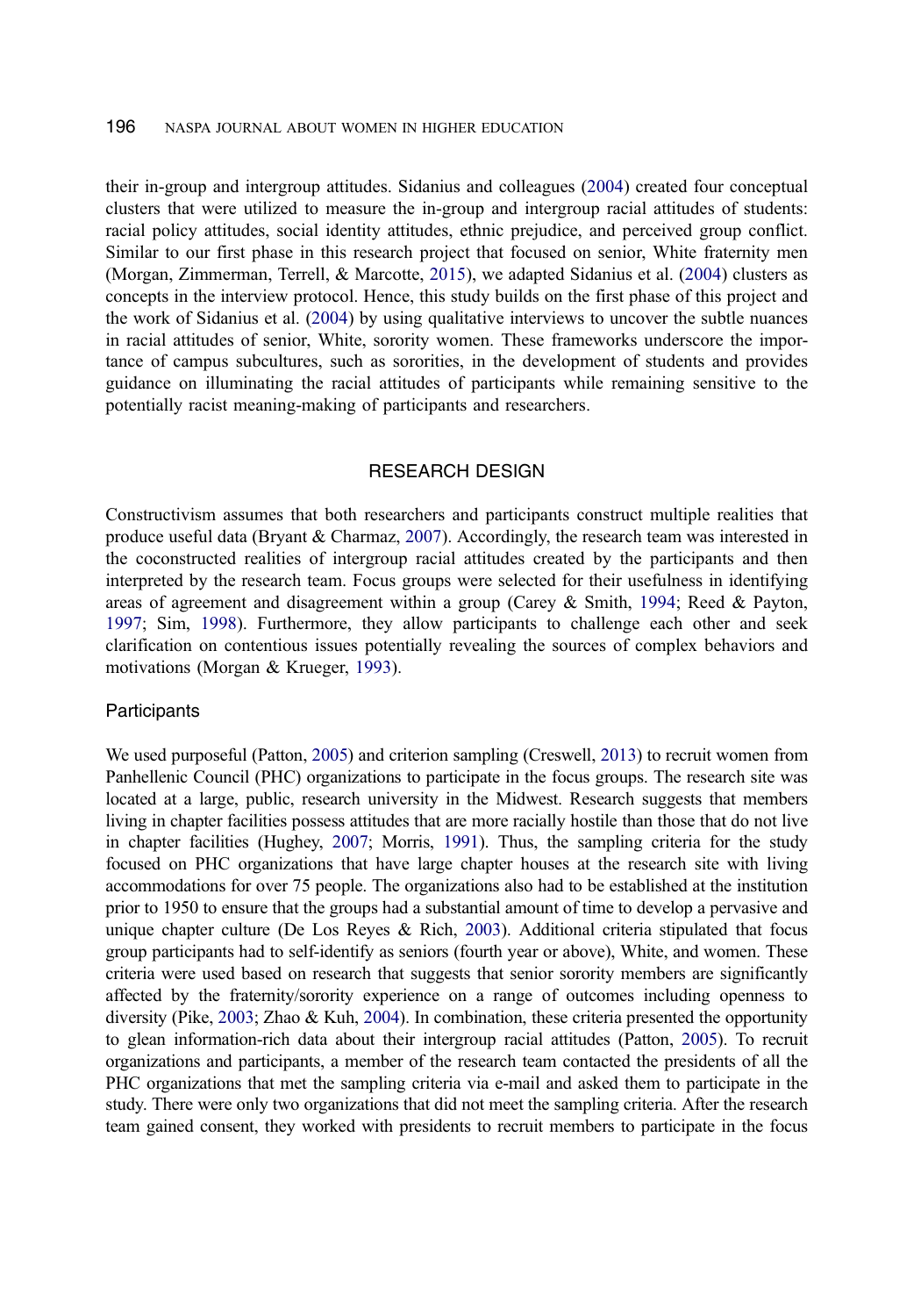their in-group and intergroup attitudes. Sidanius and colleagues (2004) created four conceptual clusters that were utilized to measure the in-group and intergroup racial attitudes of students: racial policy attitudes, social identity attitudes, ethnic prejudice, and perceived group conflict. Similar to our first phase in this research project that focused on senior, White fraternity men (Morgan, Zimmerman, Terrell, & Marcotte, 2015), we adapted Sidanius et al. (2004) clusters as concepts in the interview protocol. Hence, this study builds on the first phase of this project and the work of Sidanius et al. (2004) by using qualitative interviews to uncover the subtle nuances in racial attitudes of senior, White, sorority women. These frameworks underscore the importance of campus subcultures, such as sororities, in the development of students and provides guidance on illuminating the racial attitudes of participants while remaining sensitive to the potentially racist meaning-making of participants and researchers.

## RESEARCH DESIGN

Constructivism assumes that both researchers and participants construct multiple realities that produce useful data (Bryant & Charmaz, 2007). Accordingly, the research team was interested in the coconstructed realities of intergroup racial attitudes created by the participants and then interpreted by the research team. Focus groups were selected for their usefulness in identifying areas of agreement and disagreement within a group (Carey & Smith, 1994; Reed & Payton, 1997; Sim, 1998). Furthermore, they allow participants to challenge each other and seek clarification on contentious issues potentially revealing the sources of complex behaviors and motivations (Morgan & Krueger, 1993).

### Participants

We used purposeful (Patton, 2005) and criterion sampling (Creswell, 2013) to recruit women from Panhellenic Council (PHC) organizations to participate in the focus groups. The research site was located at a large, public, research university in the Midwest. Research suggests that members living in chapter facilities possess attitudes that are more racially hostile than those that do not live in chapter facilities (Hughey, 2007; Morris, 1991). Thus, the sampling criteria for the study focused on PHC organizations that have large chapter houses at the research site with living accommodations for over 75 people. The organizations also had to be established at the institution prior to 1950 to ensure that the groups had a substantial amount of time to develop a pervasive and unique chapter culture (De Los Reyes & Rich, 2003). Additional criteria stipulated that focus group participants had to self-identify as seniors (fourth year or above), White, and women. These criteria were used based on research that suggests that senior sorority members are significantly affected by the fraternity/sorority experience on a range of outcomes including openness to diversity (Pike, 2003; Zhao & Kuh, 2004). In combination, these criteria presented the opportunity to glean information-rich data about their intergroup racial attitudes (Patton, 2005). To recruit organizations and participants, a member of the research team contacted the presidents of all the PHC organizations that met the sampling criteria via e-mail and asked them to participate in the study. There were only two organizations that did not meet the sampling criteria. After the research team gained consent, they worked with presidents to recruit members to participate in the focus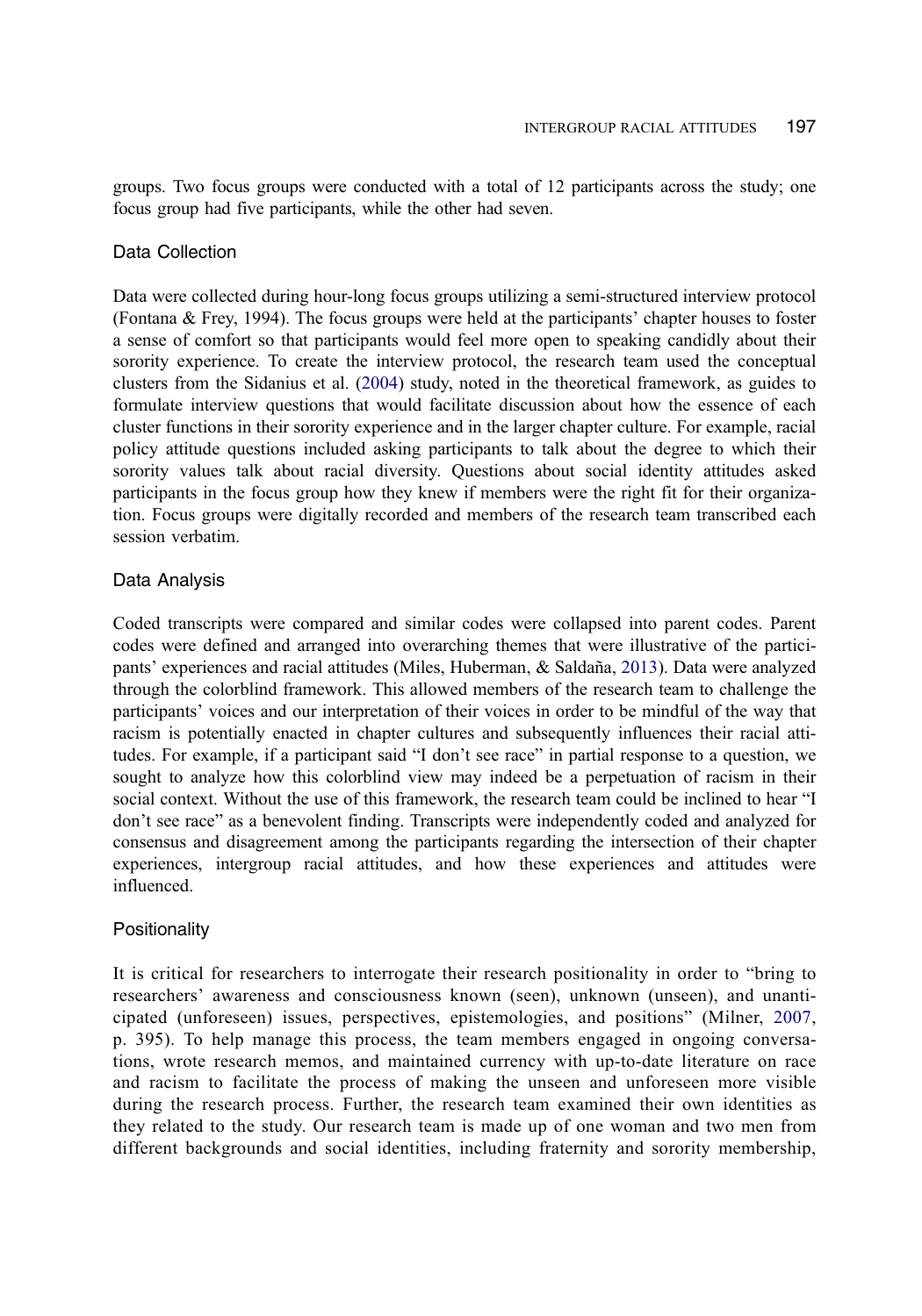groups. Two focus groups were conducted with a total of 12 participants across the study; one focus group had five participants, while the other had seven.

### Data Collection

Data were collected during hour-long focus groups utilizing a semi-structured interview protocol (Fontana & Frey, 1994). The focus groups were held at the participants' chapter houses to foster a sense of comfort so that participants would feel more open to speaking candidly about their sorority experience. To create the interview protocol, the research team used the conceptual clusters from the Sidanius et al. (2004) study, noted in the theoretical framework, as guides to formulate interview questions that would facilitate discussion about how the essence of each cluster functions in their sorority experience and in the larger chapter culture. For example, racial policy attitude questions included asking participants to talk about the degree to which their sorority values talk about racial diversity. Questions about social identity attitudes asked participants in the focus group how they knew if members were the right fit for their organization. Focus groups were digitally recorded and members of the research team transcribed each session verbatim.

### Data Analysis

Coded transcripts were compared and similar codes were collapsed into parent codes. Parent codes were defined and arranged into overarching themes that were illustrative of the participants' experiences and racial attitudes (Miles, Huberman, & Saldaña, 2013). Data were analyzed through the colorblind framework. This allowed members of the research team to challenge the participants' voices and our interpretation of their voices in order to be mindful of the way that racism is potentially enacted in chapter cultures and subsequently influences their racial attitudes. For example, if a participant said "I don't see race" in partial response to a question, we sought to analyze how this colorblind view may indeed be a perpetuation of racism in their social context. Without the use of this framework, the research team could be inclined to hear "I don't see race" as a benevolent finding. Transcripts were independently coded and analyzed for consensus and disagreement among the participants regarding the intersection of their chapter experiences, intergroup racial attitudes, and how these experiences and attitudes were influenced.

### Positionality

It is critical for researchers to interrogate their research positionality in order to "bring to researchers' awareness and consciousness known (seen), unknown (unseen), and unanticipated (unforeseen) issues, perspectives, epistemologies, and positions" (Milner, 2007, p. 395). To help manage this process, the team members engaged in ongoing conversations, wrote research memos, and maintained currency with up-to-date literature on race and racism to facilitate the process of making the unseen and unforeseen more visible during the research process. Further, the research team examined their own identities as they related to the study. Our research team is made up of one woman and two men from different backgrounds and social identities, including fraternity and sorority membership,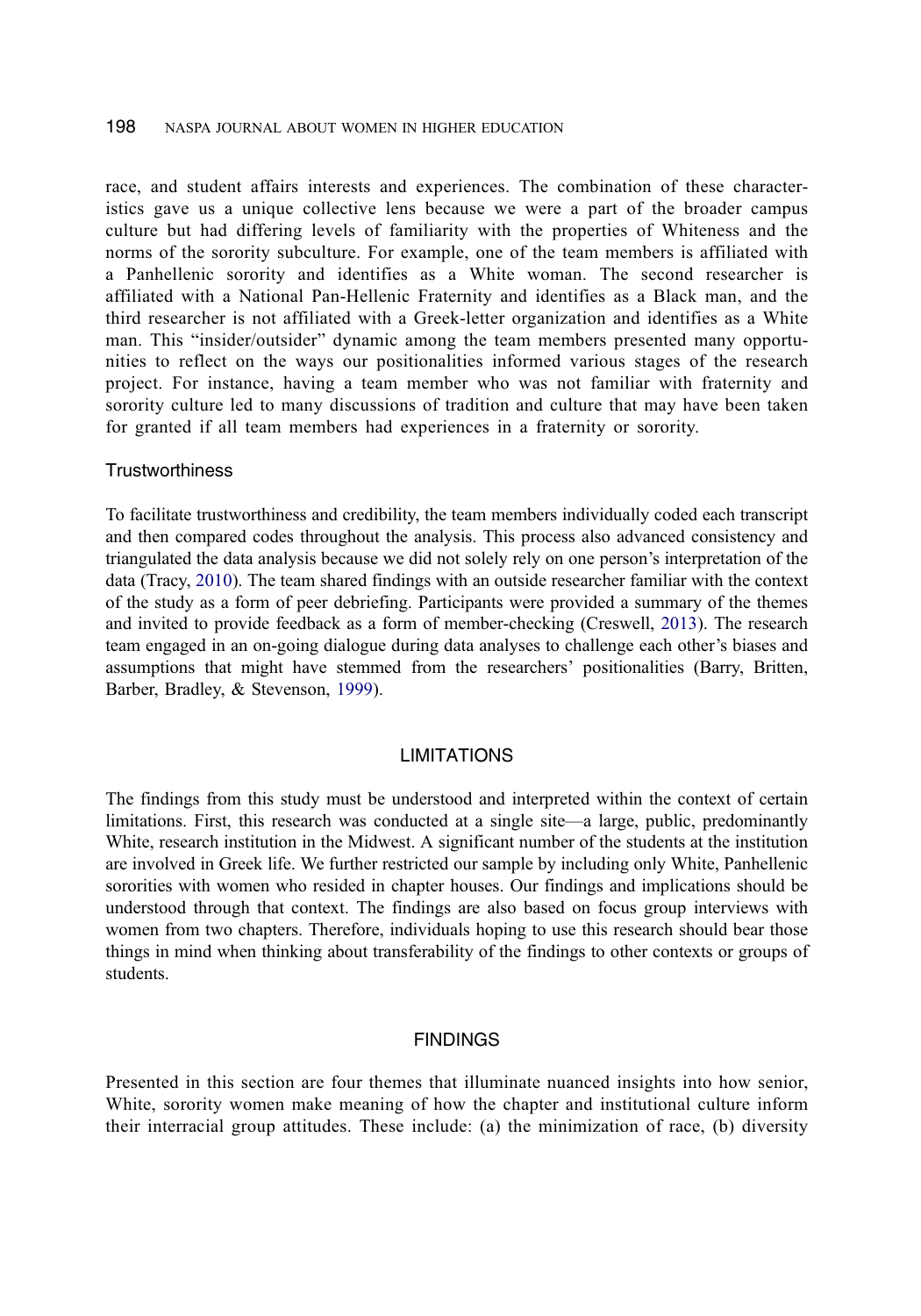race, and student affairs interests and experiences. The combination of these characteristics gave us a unique collective lens because we were a part of the broader campus culture but had differing levels of familiarity with the properties of Whiteness and the norms of the sorority subculture. For example, one of the team members is affiliated with a Panhellenic sorority and identifies as a White woman. The second researcher is affiliated with a National Pan-Hellenic Fraternity and identifies as a Black man, and the third researcher is not affiliated with a Greek-letter organization and identifies as a White man. This "insider/outsider" dynamic among the team members presented many opportunities to reflect on the ways our positionalities informed various stages of the research project. For instance, having a team member who was not familiar with fraternity and sorority culture led to many discussions of tradition and culture that may have been taken for granted if all team members had experiences in a fraternity or sorority.

### Trustworthiness

To facilitate trustworthiness and credibility, the team members individually coded each transcript and then compared codes throughout the analysis. This process also advanced consistency and triangulated the data analysis because we did not solely rely on one person's interpretation of the data (Tracy, 2010). The team shared findings with an outside researcher familiar with the context of the study as a form of peer debriefing. Participants were provided a summary of the themes and invited to provide feedback as a form of member-checking (Creswell, 2013). The research team engaged in an on-going dialogue during data analyses to challenge each other's biases and assumptions that might have stemmed from the researchers' positionalities (Barry, Britten, Barber, Bradley, & Stevenson, 1999).

## LIMITATIONS

The findings from this study must be understood and interpreted within the context of certain limitations. First, this research was conducted at a single site—a large, public, predominantly White, research institution in the Midwest. A significant number of the students at the institution are involved in Greek life. We further restricted our sample by including only White, Panhellenic sororities with women who resided in chapter houses. Our findings and implications should be understood through that context. The findings are also based on focus group interviews with women from two chapters. Therefore, individuals hoping to use this research should bear those things in mind when thinking about transferability of the findings to other contexts or groups of students.

## FINDINGS

Presented in this section are four themes that illuminate nuanced insights into how senior, White, sorority women make meaning of how the chapter and institutional culture inform their interracial group attitudes. These include: (a) the minimization of race, (b) diversity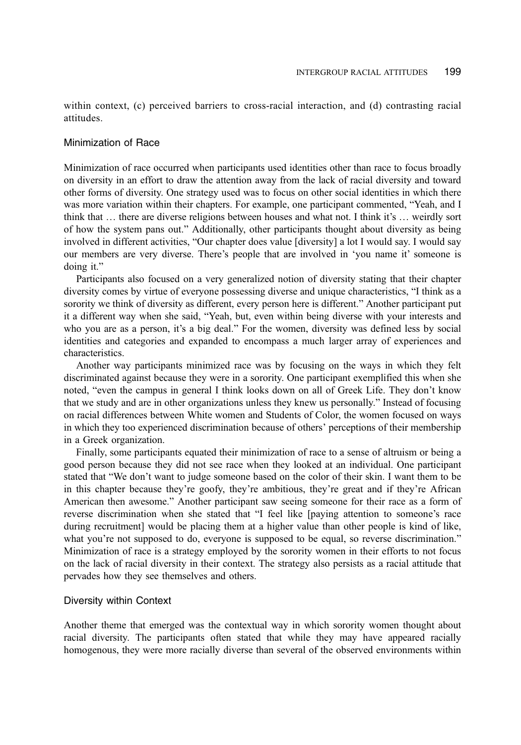within context, (c) perceived barriers to cross-racial interaction, and (d) contrasting racial attitudes.

### Minimization of Race

Minimization of race occurred when participants used identities other than race to focus broadly on diversity in an effort to draw the attention away from the lack of racial diversity and toward other forms of diversity. One strategy used was to focus on other social identities in which there was more variation within their chapters. For example, one participant commented, "Yeah, and I think that … there are diverse religions between houses and what not. I think it's … weirdly sort of how the system pans out." Additionally, other participants thought about diversity as being involved in different activities, "Our chapter does value [diversity] a lot I would say. I would say our members are very diverse. There's people that are involved in 'you name it' someone is doing it."

Participants also focused on a very generalized notion of diversity stating that their chapter diversity comes by virtue of everyone possessing diverse and unique characteristics, "I think as a sorority we think of diversity as different, every person here is different." Another participant put it a different way when she said, "Yeah, but, even within being diverse with your interests and who you are as a person, it's a big deal." For the women, diversity was defined less by social identities and categories and expanded to encompass a much larger array of experiences and characteristics.

Another way participants minimized race was by focusing on the ways in which they felt discriminated against because they were in a sorority. One participant exemplified this when she noted, "even the campus in general I think looks down on all of Greek Life. They don't know that we study and are in other organizations unless they knew us personally." Instead of focusing on racial differences between White women and Students of Color, the women focused on ways in which they too experienced discrimination because of others' perceptions of their membership in a Greek organization.

Finally, some participants equated their minimization of race to a sense of altruism or being a good person because they did not see race when they looked at an individual. One participant stated that "We don't want to judge someone based on the color of their skin. I want them to be in this chapter because they're goofy, they're ambitious, they're great and if they're African American then awesome." Another participant saw seeing someone for their race as a form of reverse discrimination when she stated that "I feel like [paying attention to someone's race during recruitment] would be placing them at a higher value than other people is kind of like, what you're not supposed to do, everyone is supposed to be equal, so reverse discrimination." Minimization of race is a strategy employed by the sorority women in their efforts to not focus on the lack of racial diversity in their context. The strategy also persists as a racial attitude that pervades how they see themselves and others.

### Diversity within Context

Another theme that emerged was the contextual way in which sorority women thought about racial diversity. The participants often stated that while they may have appeared racially homogenous, they were more racially diverse than several of the observed environments within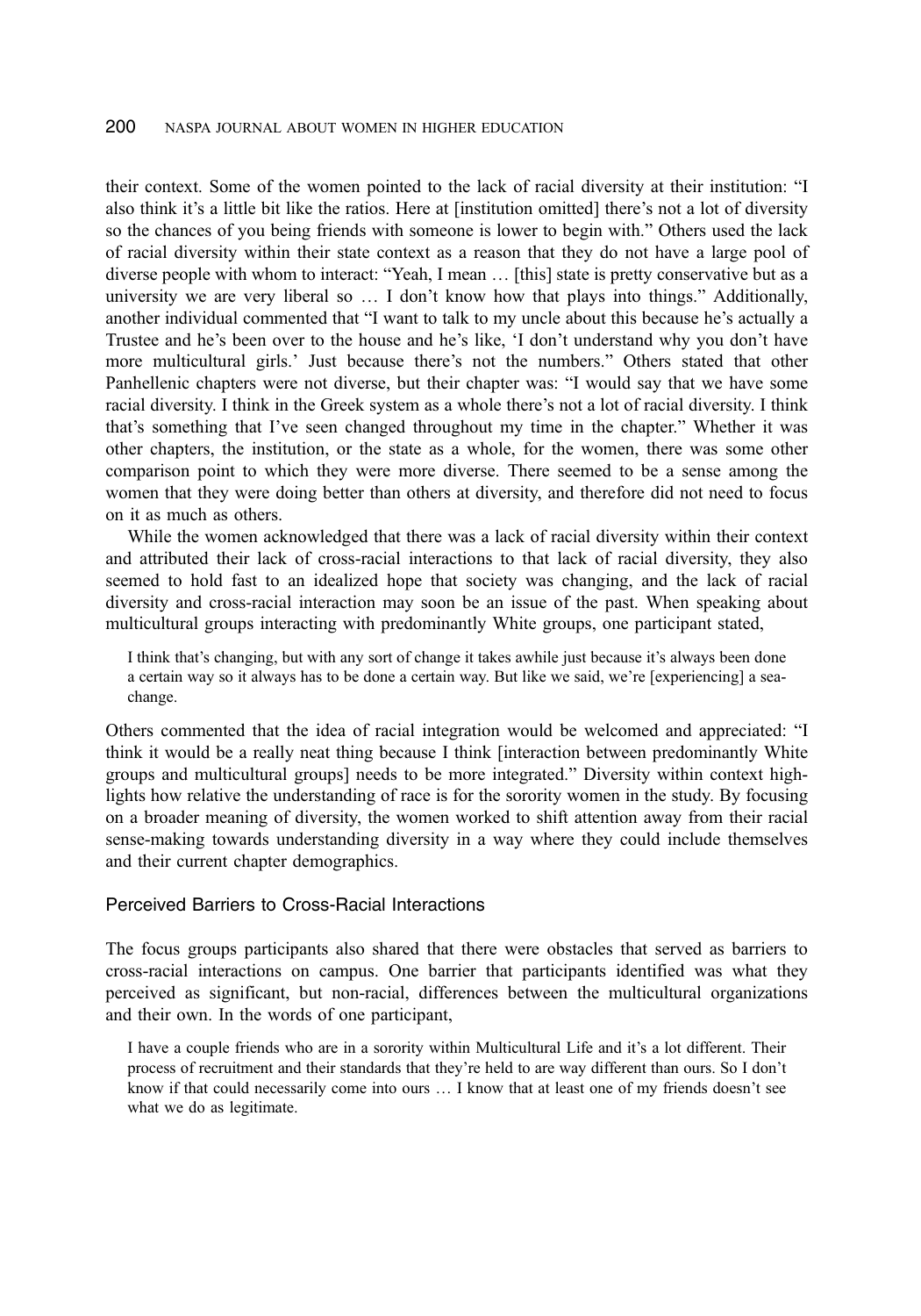their context. Some of the women pointed to the lack of racial diversity at their institution: "I also think it's a little bit like the ratios. Here at [institution omitted] there's not a lot of diversity so the chances of you being friends with someone is lower to begin with." Others used the lack of racial diversity within their state context as a reason that they do not have a large pool of diverse people with whom to interact: "Yeah, I mean … [this] state is pretty conservative but as a university we are very liberal so … I don't know how that plays into things." Additionally, another individual commented that "I want to talk to my uncle about this because he's actually a Trustee and he's been over to the house and he's like, 'I don't understand why you don't have more multicultural girls.' Just because there's not the numbers." Others stated that other Panhellenic chapters were not diverse, but their chapter was: "I would say that we have some racial diversity. I think in the Greek system as a whole there's not a lot of racial diversity. I think that's something that I've seen changed throughout my time in the chapter." Whether it was other chapters, the institution, or the state as a whole, for the women, there was some other comparison point to which they were more diverse. There seemed to be a sense among the women that they were doing better than others at diversity, and therefore did not need to focus on it as much as others.

While the women acknowledged that there was a lack of racial diversity within their context and attributed their lack of cross-racial interactions to that lack of racial diversity, they also seemed to hold fast to an idealized hope that society was changing, and the lack of racial diversity and cross-racial interaction may soon be an issue of the past. When speaking about multicultural groups interacting with predominantly White groups, one participant stated,

> I think that's changing, but with any sort of change it takes awhile just because it's always been done a certain way so it always has to be done a certain way. But like we said, we're [experiencing] a sea-change.

Others commented that the idea of racial integration would be welcomed and appreciated: "I think it would be a really neat thing because I think [interaction between predominantly White groups and multicultural groups] needs to be more integrated." Diversity within context highlights how relative the understanding of race is for the sorority women in the study. By focusing on a broader meaning of diversity, the women worked to shift attention away from their racial sense-making towards understanding diversity in a way where they could include themselves and their current chapter demographics.

## Perceived Barriers to Cross-Racial Interactions

The focus groups participants also shared that there were obstacles that served as barriers to cross-racial interactions on campus. One barrier that participants identified was what they perceived as significant, but non-racial, differences between the multicultural organizations and their own. In the words of one participant,

> I have a couple friends who are in a sorority within Multicultural Life and it's a lot different. Their process of recruitment and their standards that they're held to are way different than ours. So I don't know if that could necessarily come into ours … I know that at least one of my friends doesn't see what we do as legitimate.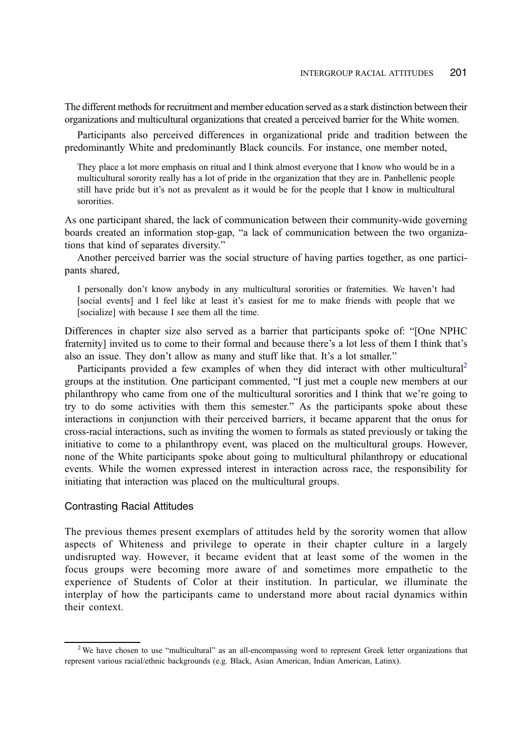The different methods for recruitment and member education served as a stark distinction between their organizations and multicultural organizations that created a perceived barrier for the White women.

Participants also perceived differences in organizational pride and tradition between the predominantly White and predominantly Black councils. For instance, one member noted,

> They place a lot more emphasis on ritual and I think almost everyone that I know who would be in a multicultural sorority really has a lot of pride in the organization that they are in. Panhellenic people still have pride but it's not as prevalent as it would be for the people that I know in multicultural sororities.

As one participant shared, the lack of communication between their community-wide governing boards created an information stop-gap, "a lack of communication between the two organizations that kind of separates diversity."

Another perceived barrier was the social structure of having parties together, as one participants shared,

> I personally don't know anybody in any multicultural sororities or fraternities. We haven't had [social events] and I feel like at least it's easiest for me to make friends with people that we [socialize] with because I see them all the time.

Differences in chapter size also served as a barrier that participants spoke of: "[One NPHC fraternity] invited us to come to their formal and because there's a lot less of them I think that's also an issue. They don't allow as many and stuff like that. It's a lot smaller."

Participants provided a few examples of when they did interact with other multicultural[2] groups at the institution. One participant commented, "I just met a couple new members at our philanthropy who came from one of the multicultural sororities and I think that we're going to try to do some activities with them this semester." As the participants spoke about these interactions in conjunction with their perceived barriers, it became apparent that the onus for cross-racial interactions, such as inviting the women to formals as stated previously or taking the initiative to come to a philanthropy event, was placed on the multicultural groups. However, none of the White participants spoke about going to multicultural philanthropy or educational events. While the women expressed interest in interaction across race, the responsibility for initiating that interaction was placed on the multicultural groups.

### Contrasting Racial Attitudes

The previous themes present exemplars of attitudes held by the sorority women that allow aspects of Whiteness and privilege to operate in their chapter culture in a largely undisrupted way. However, it became evident that at least some of the women in the focus groups were becoming more aware of and sometimes more empathetic to the experience of Students of Color at their institution. In particular, we illuminate the interplay of how the participants came to understand more about racial dynamics within their context.

[2] We have chosen to use "multicultural" as an all-encompassing word to represent Greek letter organizations that represent various racial/ethnic backgrounds (e.g. Black, Asian American, Indian American, Latinx).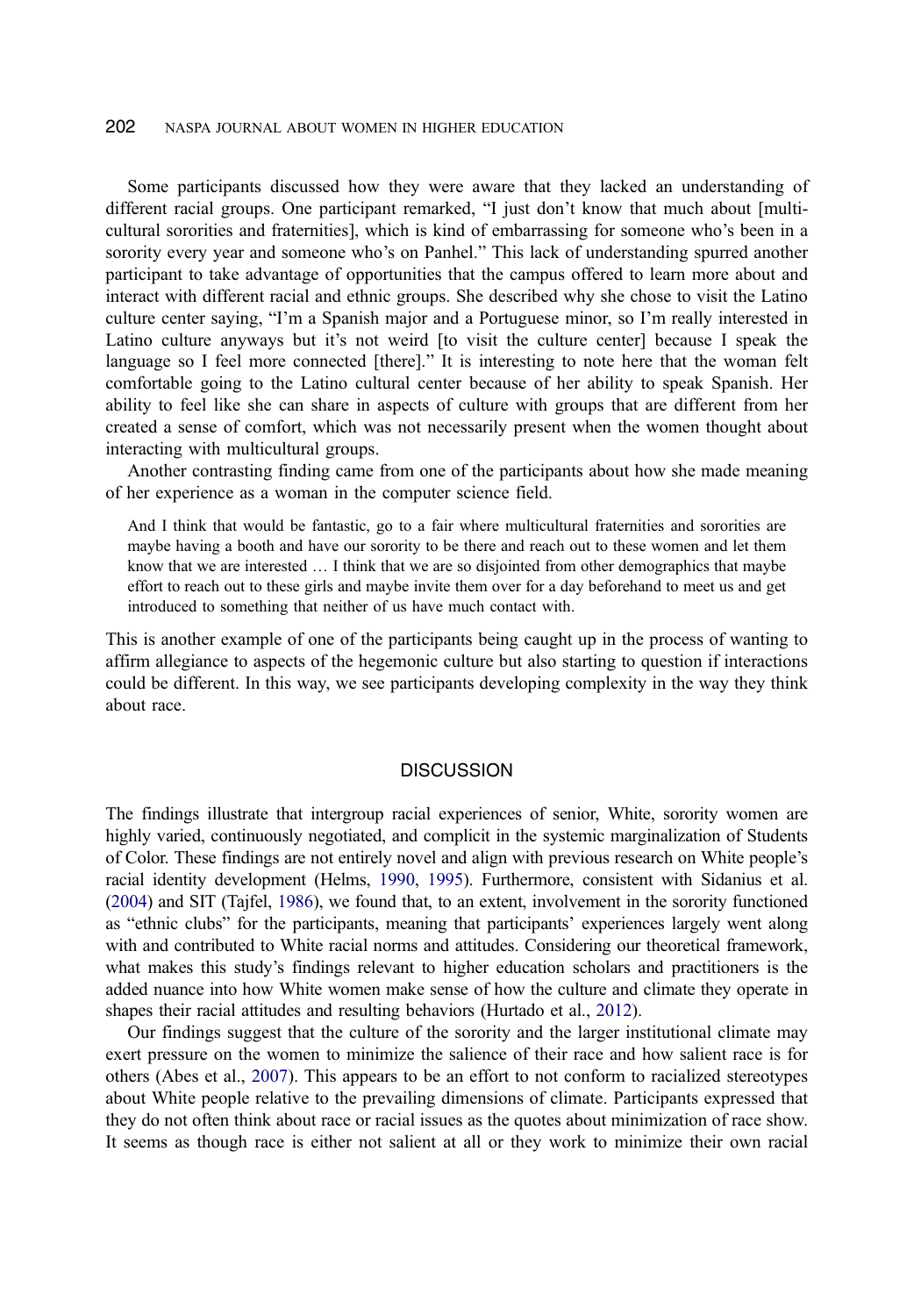Some participants discussed how they were aware that they lacked an understanding of different racial groups. One participant remarked, "I just don't know that much about [multicultural sororities and fraternities], which is kind of embarrassing for someone who's been in a sorority every year and someone who's on Panhel." This lack of understanding spurred another participant to take advantage of opportunities that the campus offered to learn more about and interact with different racial and ethnic groups. She described why she chose to visit the Latino culture center saying, "I'm a Spanish major and a Portuguese minor, so I'm really interested in Latino culture anyways but it's not weird [to visit the culture center] because I speak the language so I feel more connected [there]." It is interesting to note here that the woman felt comfortable going to the Latino cultural center because of her ability to speak Spanish. Her ability to feel like she can share in aspects of culture with groups that are different from her created a sense of comfort, which was not necessarily present when the women thought about interacting with multicultural groups.

Another contrasting finding came from one of the participants about how she made meaning of her experience as a woman in the computer science field.

> And I think that would be fantastic, go to a fair where multicultural fraternities and sororities are maybe having a booth and have our sorority to be there and reach out to these women and let them know that we are interested … I think that we are so disjointed from other demographics that maybe effort to reach out to these girls and maybe invite them over for a day beforehand to meet us and get introduced to something that neither of us have much contact with.

This is another example of one of the participants being caught up in the process of wanting to affirm allegiance to aspects of the hegemonic culture but also starting to question if interactions could be different. In this way, we see participants developing complexity in the way they think about race.

## DISCUSSION

The findings illustrate that intergroup racial experiences of senior, White, sorority women are highly varied, continuously negotiated, and complicit in the systemic marginalization of Students of Color. These findings are not entirely novel and align with previous research on White people's racial identity development (Helms, 1990, 1995). Furthermore, consistent with Sidanius et al. (2004) and SIT (Tajfel, 1986), we found that, to an extent, involvement in the sorority functioned as "ethnic clubs" for the participants, meaning that participants' experiences largely went along with and contributed to White racial norms and attitudes. Considering our theoretical framework, what makes this study's findings relevant to higher education scholars and practitioners is the added nuance into how White women make sense of how the culture and climate they operate in shapes their racial attitudes and resulting behaviors (Hurtado et al., 2012).

Our findings suggest that the culture of the sorority and the larger institutional climate may exert pressure on the women to minimize the salience of their race and how salient race is for others (Abes et al., 2007). This appears to be an effort to not conform to racialized stereotypes about White people relative to the prevailing dimensions of climate. Participants expressed that they do not often think about race or racial issues as the quotes about minimization of race show. It seems as though race is either not salient at all or they work to minimize their own racial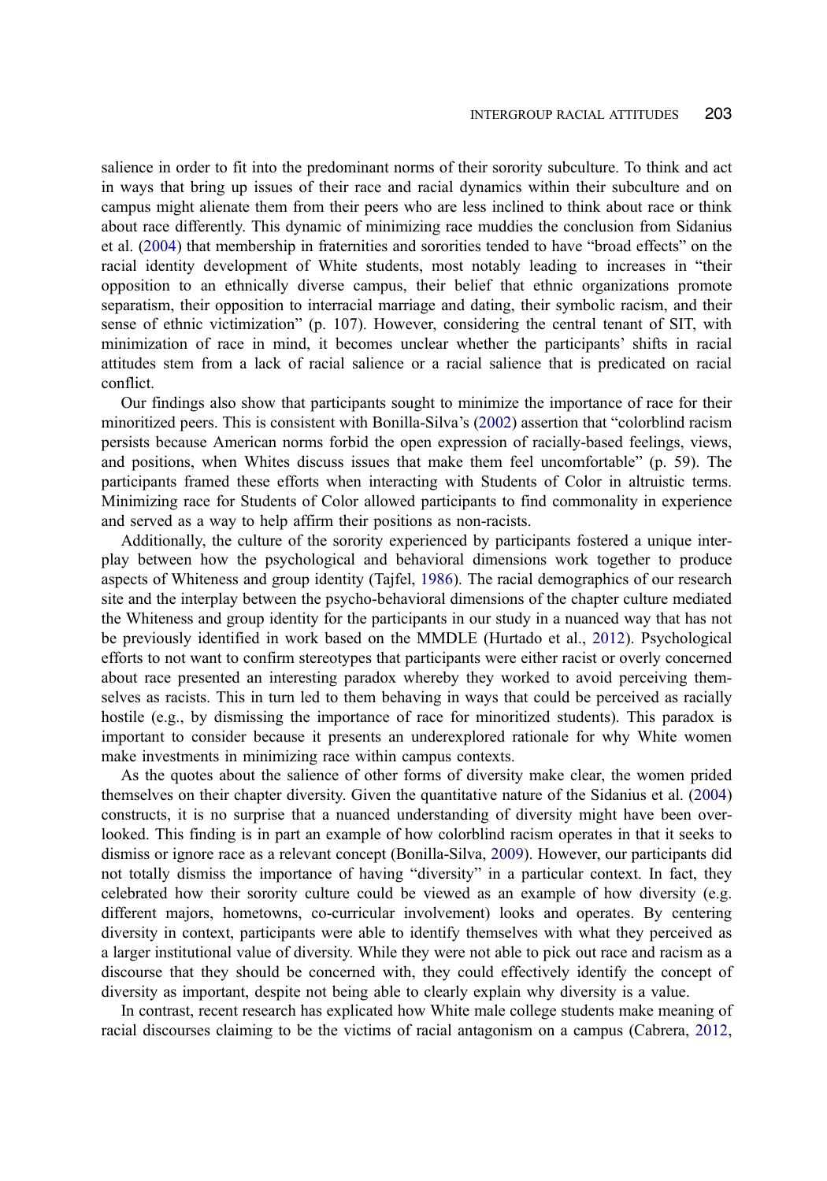salience in order to fit into the predominant norms of their sorority subculture. To think and act in ways that bring up issues of their race and racial dynamics within their subculture and on campus might alienate them from their peers who are less inclined to think about race or think about race differently. This dynamic of minimizing race muddies the conclusion from Sidanius et al. (2004) that membership in fraternities and sororities tended to have "broad effects" on the racial identity development of White students, most notably leading to increases in "their opposition to an ethnically diverse campus, their belief that ethnic organizations promote separatism, their opposition to interracial marriage and dating, their symbolic racism, and their sense of ethnic victimization" (p. 107). However, considering the central tenant of SIT, with minimization of race in mind, it becomes unclear whether the participants' shifts in racial attitudes stem from a lack of racial salience or a racial salience that is predicated on racial conflict.

Our findings also show that participants sought to minimize the importance of race for their minoritized peers. This is consistent with Bonilla-Silva's (2002) assertion that "colorblind racism persists because American norms forbid the open expression of racially-based feelings, views, and positions, when Whites discuss issues that make them feel uncomfortable" (p. 59). The participants framed these efforts when interacting with Students of Color in altruistic terms. Minimizing race for Students of Color allowed participants to find commonality in experience and served as a way to help affirm their positions as non-racists.

Additionally, the culture of the sorority experienced by participants fostered a unique interplay between how the psychological and behavioral dimensions work together to produce aspects of Whiteness and group identity (Tajfel, 1986). The racial demographics of our research site and the interplay between the psycho-behavioral dimensions of the chapter culture mediated the Whiteness and group identity for the participants in our study in a nuanced way that has not be previously identified in work based on the MMDLE (Hurtado et al., 2012). Psychological efforts to not want to confirm stereotypes that participants were either racist or overly concerned about race presented an interesting paradox whereby they worked to avoid perceiving themselves as racists. This in turn led to them behaving in ways that could be perceived as racially hostile (e.g., by dismissing the importance of race for minoritized students). This paradox is important to consider because it presents an underexplored rationale for why White women make investments in minimizing race within campus contexts.

As the quotes about the salience of other forms of diversity make clear, the women prided themselves on their chapter diversity. Given the quantitative nature of the Sidanius et al. (2004) constructs, it is no surprise that a nuanced understanding of diversity might have been overlooked. This finding is in part an example of how colorblind racism operates in that it seeks to dismiss or ignore race as a relevant concept (Bonilla-Silva, 2009). However, our participants did not totally dismiss the importance of having "diversity" in a particular context. In fact, they celebrated how their sorority culture could be viewed as an example of how diversity (e.g. different majors, hometowns, co-curricular involvement) looks and operates. By centering diversity in context, participants were able to identify themselves with what they perceived as a larger institutional value of diversity. While they were not able to pick out race and racism as a discourse that they should be concerned with, they could effectively identify the concept of diversity as important, despite not being able to clearly explain why diversity is a value.

In contrast, recent research has explicated how White male college students make meaning of racial discourses claiming to be the victims of racial antagonism on a campus (Cabrera, 2012,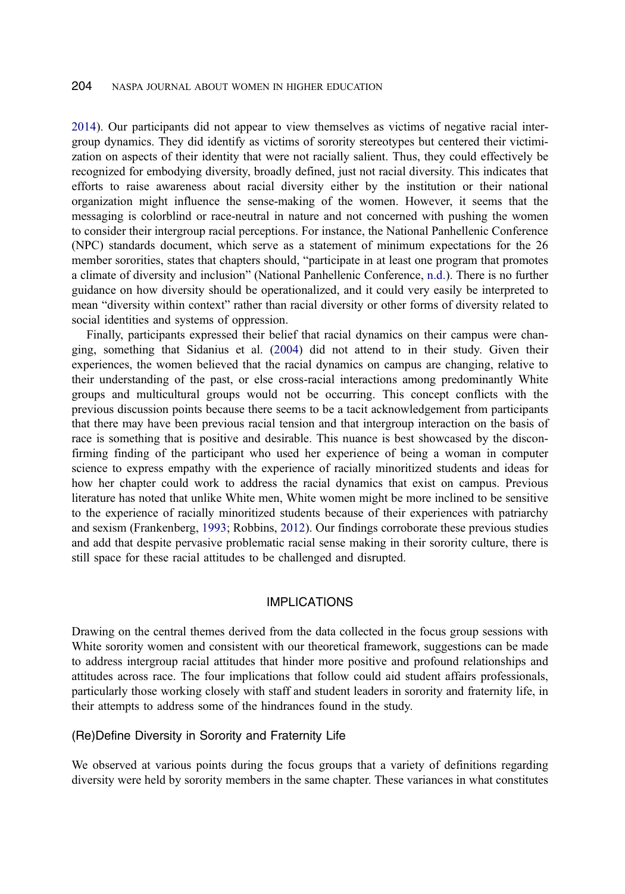2014). Our participants did not appear to view themselves as victims of negative racial intergroup dynamics. They did identify as victims of sorority stereotypes but centered their victimization on aspects of their identity that were not racially salient. Thus, they could effectively be recognized for embodying diversity, broadly defined, just not racial diversity. This indicates that efforts to raise awareness about racial diversity either by the institution or their national organization might influence the sense-making of the women. However, it seems that the messaging is colorblind or race-neutral in nature and not concerned with pushing the women to consider their intergroup racial perceptions. For instance, the National Panhellenic Conference (NPC) standards document, which serve as a statement of minimum expectations for the 26 member sororities, states that chapters should, "participate in at least one program that promotes a climate of diversity and inclusion" (National Panhellenic Conference, n.d.). There is no further guidance on how diversity should be operationalized, and it could very easily be interpreted to mean "diversity within context" rather than racial diversity or other forms of diversity related to social identities and systems of oppression.

Finally, participants expressed their belief that racial dynamics on their campus were changing, something that Sidanius et al. (2004) did not attend to in their study. Given their experiences, the women believed that the racial dynamics on campus are changing, relative to their understanding of the past, or else cross-racial interactions among predominantly White groups and multicultural groups would not be occurring. This concept conflicts with the previous discussion points because there seems to be a tacit acknowledgement from participants that there may have been previous racial tension and that intergroup interaction on the basis of race is something that is positive and desirable. This nuance is best showcased by the disconfirming finding of the participant who used her experience of being a woman in computer science to express empathy with the experience of racially minoritized students and ideas for how her chapter could work to address the racial dynamics that exist on campus. Previous literature has noted that unlike White men, White women might be more inclined to be sensitive to the experience of racially minoritized students because of their experiences with patriarchy and sexism (Frankenberg, 1993; Robbins, 2012). Our findings corroborate these previous studies and add that despite pervasive problematic racial sense making in their sorority culture, there is still space for these racial attitudes to be challenged and disrupted.

## IMPLICATIONS

Drawing on the central themes derived from the data collected in the focus group sessions with White sorority women and consistent with our theoretical framework, suggestions can be made to address intergroup racial attitudes that hinder more positive and profound relationships and attitudes across race. The four implications that follow could aid student affairs professionals, particularly those working closely with staff and student leaders in sorority and fraternity life, in their attempts to address some of the hindrances found in the study.

### (Re)Define Diversity in Sorority and Fraternity Life

We observed at various points during the focus groups that a variety of definitions regarding diversity were held by sorority members in the same chapter. These variances in what constitutes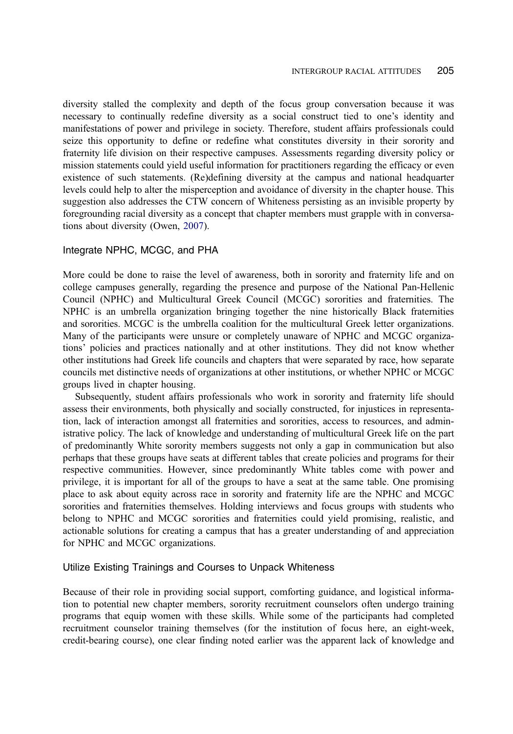diversity stalled the complexity and depth of the focus group conversation because it was necessary to continually redefine diversity as a social construct tied to one's identity and manifestations of power and privilege in society. Therefore, student affairs professionals could seize this opportunity to define or redefine what constitutes diversity in their sorority and fraternity life division on their respective campuses. Assessments regarding diversity policy or mission statements could yield useful information for practitioners regarding the efficacy or even existence of such statements. (Re)defining diversity at the campus and national headquarter levels could help to alter the misperception and avoidance of diversity in the chapter house. This suggestion also addresses the CTW concern of Whiteness persisting as an invisible property by foregrounding racial diversity as a concept that chapter members must grapple with in conversations about diversity (Owen, 2007).

### Integrate NPHC, MCGC, and PHA

More could be done to raise the level of awareness, both in sorority and fraternity life and on college campuses generally, regarding the presence and purpose of the National Pan-Hellenic Council (NPHC) and Multicultural Greek Council (MCGC) sororities and fraternities. The NPHC is an umbrella organization bringing together the nine historically Black fraternities and sororities. MCGC is the umbrella coalition for the multicultural Greek letter organizations. Many of the participants were unsure or completely unaware of NPHC and MCGC organizations' policies and practices nationally and at other institutions. They did not know whether other institutions had Greek life councils and chapters that were separated by race, how separate councils met distinctive needs of organizations at other institutions, or whether NPHC or MCGC groups lived in chapter housing.

Subsequently, student affairs professionals who work in sorority and fraternity life should assess their environments, both physically and socially constructed, for injustices in representation, lack of interaction amongst all fraternities and sororities, access to resources, and administrative policy. The lack of knowledge and understanding of multicultural Greek life on the part of predominantly White sorority members suggests not only a gap in communication but also perhaps that these groups have seats at different tables that create policies and programs for their respective communities. However, since predominantly White tables come with power and privilege, it is important for all of the groups to have a seat at the same table. One promising place to ask about equity across race in sorority and fraternity life are the NPHC and MCGC sororities and fraternities themselves. Holding interviews and focus groups with students who belong to NPHC and MCGC sororities and fraternities could yield promising, realistic, and actionable solutions for creating a campus that has a greater understanding of and appreciation for NPHC and MCGC organizations.

### Utilize Existing Trainings and Courses to Unpack Whiteness

Because of their role in providing social support, comforting guidance, and logistical information to potential new chapter members, sorority recruitment counselors often undergo training programs that equip women with these skills. While some of the participants had completed recruitment counselor training themselves (for the institution of focus here, an eight-week, credit-bearing course), one clear finding noted earlier was the apparent lack of knowledge and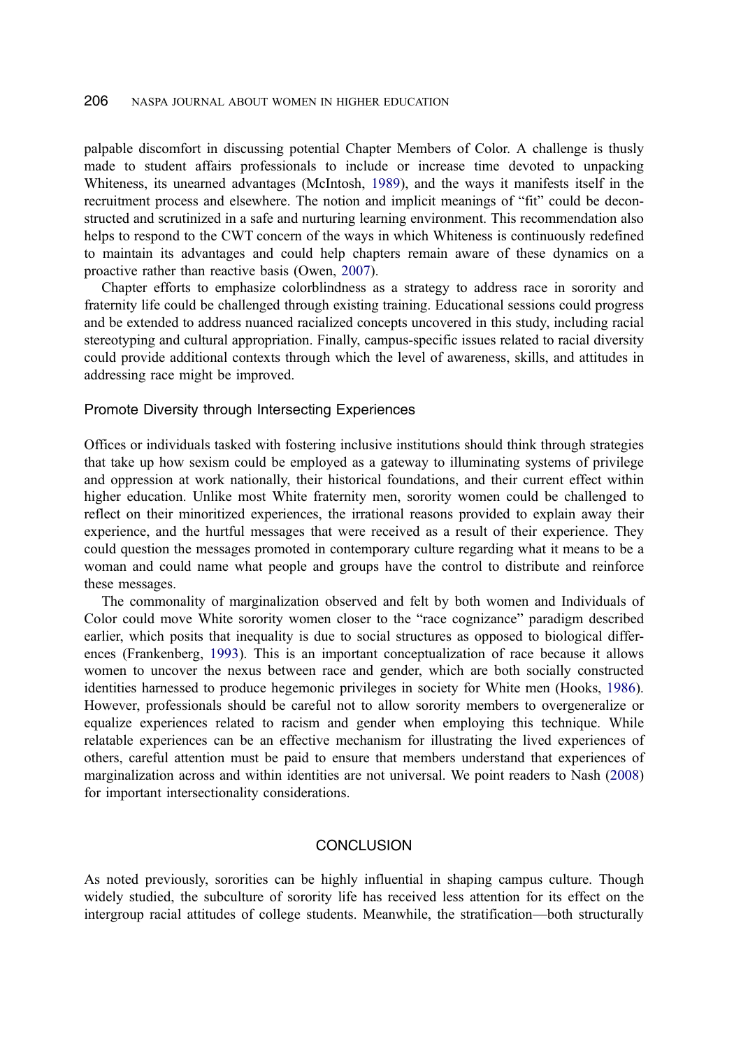palpable discomfort in discussing potential Chapter Members of Color. A challenge is thusly made to student affairs professionals to include or increase time devoted to unpacking Whiteness, its unearned advantages (McIntosh, 1989), and the ways it manifests itself in the recruitment process and elsewhere. The notion and implicit meanings of "fit" could be deconstructed and scrutinized in a safe and nurturing learning environment. This recommendation also helps to respond to the CWT concern of the ways in which Whiteness is continuously redefined to maintain its advantages and could help chapters remain aware of these dynamics on a proactive rather than reactive basis (Owen, 2007).

Chapter efforts to emphasize colorblindness as a strategy to address race in sorority and fraternity life could be challenged through existing training. Educational sessions could progress and be extended to address nuanced racialized concepts uncovered in this study, including racial stereotyping and cultural appropriation. Finally, campus-specific issues related to racial diversity could provide additional contexts through which the level of awareness, skills, and attitudes in addressing race might be improved.

### Promote Diversity through Intersecting Experiences

Offices or individuals tasked with fostering inclusive institutions should think through strategies that take up how sexism could be employed as a gateway to illuminating systems of privilege and oppression at work nationally, their historical foundations, and their current effect within higher education. Unlike most White fraternity men, sorority women could be challenged to reflect on their minoritized experiences, the irrational reasons provided to explain away their experience, and the hurtful messages that were received as a result of their experience. They could question the messages promoted in contemporary culture regarding what it means to be a woman and could name what people and groups have the control to distribute and reinforce these messages.

The commonality of marginalization observed and felt by both women and Individuals of Color could move White sorority women closer to the "race cognizance" paradigm described earlier, which posits that inequality is due to social structures as opposed to biological differences (Frankenberg, 1993). This is an important conceptualization of race because it allows women to uncover the nexus between race and gender, which are both socially constructed identities harnessed to produce hegemonic privileges in society for White men (Hooks, 1986). However, professionals should be careful not to allow sorority members to overgeneralize or equalize experiences related to racism and gender when employing this technique. While relatable experiences can be an effective mechanism for illustrating the lived experiences of others, careful attention must be paid to ensure that members understand that experiences of marginalization across and within identities are not universal. We point readers to Nash (2008) for important intersectionality considerations.

## CONCLUSION

As noted previously, sororities can be highly influential in shaping campus culture. Though widely studied, the subculture of sorority life has received less attention for its effect on the intergroup racial attitudes of college students. Meanwhile, the stratification—both structurally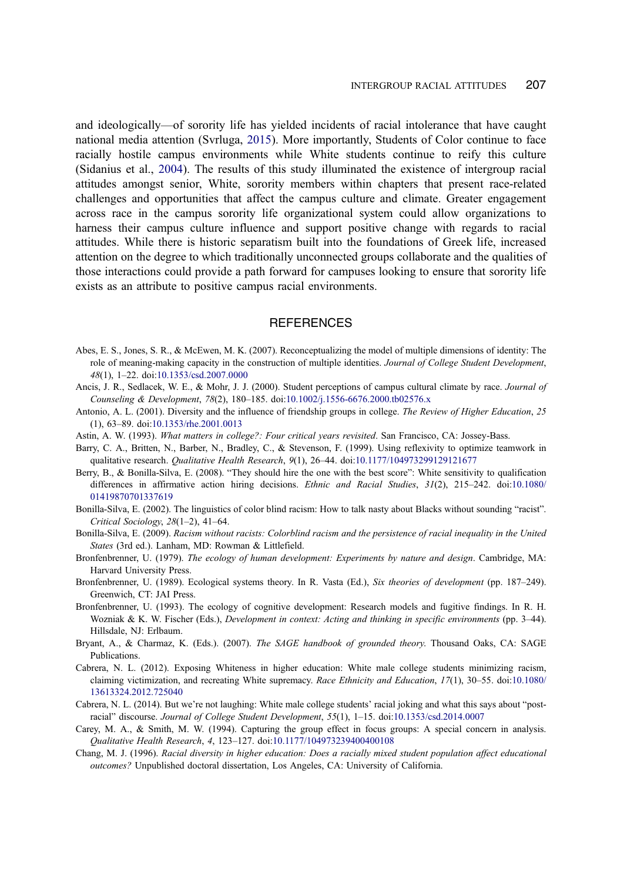and ideologically—of sorority life has yielded incidents of racial intolerance that have caught national media attention (Svrluga, 2015). More importantly, Students of Color continue to face racially hostile campus environments while White students continue to reify this culture (Sidanius et al., 2004). The results of this study illuminated the existence of intergroup racial attitudes amongst senior, White, sorority members within chapters that present race-related challenges and opportunities that affect the campus culture and climate. Greater engagement across race in the campus sorority life organizational system could allow organizations to harness their campus culture influence and support positive change with regards to racial attitudes. While there is historic separatism built into the foundations of Greek life, increased attention on the degree to which traditionally unconnected groups collaborate and the qualities of those interactions could provide a path forward for campuses looking to ensure that sorority life exists as an attribute to positive campus racial environments.

## REFERENCES

Abes, E. S., Jones, S. R., & McEwen, M. K. (2007). Reconceptualizing the model of multiple dimensions of identity: The role of meaning-making capacity in the construction of multiple identities. *Journal of College Student Development*, *48*(1), 1–22. doi:10.1353/csd.2007.0000

Ancis, J. R., Sedlacek, W. E., & Mohr, J. J. (2000). Student perceptions of campus cultural climate by race. *Journal of Counseling & Development*, *78*(2), 180–185. doi:10.1002/j.1556-6676.2000.tb02576.x

Antonio, A. L. (2001). Diversity and the influence of friendship groups in college. *The Review of Higher Education*, *25* (1), 63–89. doi:10.1353/rhe.2001.0013

Astin, A. W. (1993). *What matters in college?: Four critical years revisited*. San Francisco, CA: Jossey-Bass.

Barry, C. A., Britten, N., Barber, N., Bradley, C., & Stevenson, F. (1999). Using reflexivity to optimize teamwork in qualitative research. *Qualitative Health Research*, *9*(1), 26–44. doi:10.1177/104973299129121677

Berry, B., & Bonilla-Silva, E. (2008). "They should hire the one with the best score": White sensitivity to qualification differences in affirmative action hiring decisions. *Ethnic and Racial Studies*, *31*(2), 215–242. doi:10.1080/01419870701337619

Bonilla-Silva, E. (2002). The linguistics of color blind racism: How to talk nasty about Blacks without sounding "racist". *Critical Sociology*, *28*(1–2), 41–64.

Bonilla-Silva, E. (2009). *Racism without racists: Colorblind racism and the persistence of racial inequality in the United States* (3rd ed.). Lanham, MD: Rowman & Littlefield.

Bronfenbrenner, U. (1979). *The ecology of human development: Experiments by nature and design*. Cambridge, MA: Harvard University Press.

Bronfenbrenner, U. (1989). Ecological systems theory. In R. Vasta (Ed.), *Six theories of development* (pp. 187–249). Greenwich, CT: JAI Press.

Bronfenbrenner, U. (1993). The ecology of cognitive development: Research models and fugitive findings. In R. H. Wozniak & K. W. Fischer (Eds.), *Development in context: Acting and thinking in specific environments* (pp. 3–44). Hillsdale, NJ: Erlbaum.

Bryant, A., & Charmaz, K. (Eds.). (2007). *The SAGE handbook of grounded theory.* Thousand Oaks, CA: SAGE Publications.

Cabrera, N. L. (2012). Exposing Whiteness in higher education: White male college students minimizing racism, claiming victimization, and recreating White supremacy. *Race Ethnicity and Education*, *17*(1), 30–55. doi:10.1080/13613324.2012.725040

Cabrera, N. L. (2014). But we're not laughing: White male college students' racial joking and what this says about "post-racial" discourse. *Journal of College Student Development*, *55*(1), 1–15. doi:10.1353/csd.2014.0007

Carey, M. A., & Smith, M. W. (1994). Capturing the group effect in focus groups: A special concern in analysis. *Qualitative Health Research*, *4*, 123–127. doi:10.1177/104973239400400108

Chang, M. J. (1996). *Racial diversity in higher education: Does a racially mixed student population affect educational outcomes?* Unpublished doctoral dissertation, Los Angeles, CA: University of California.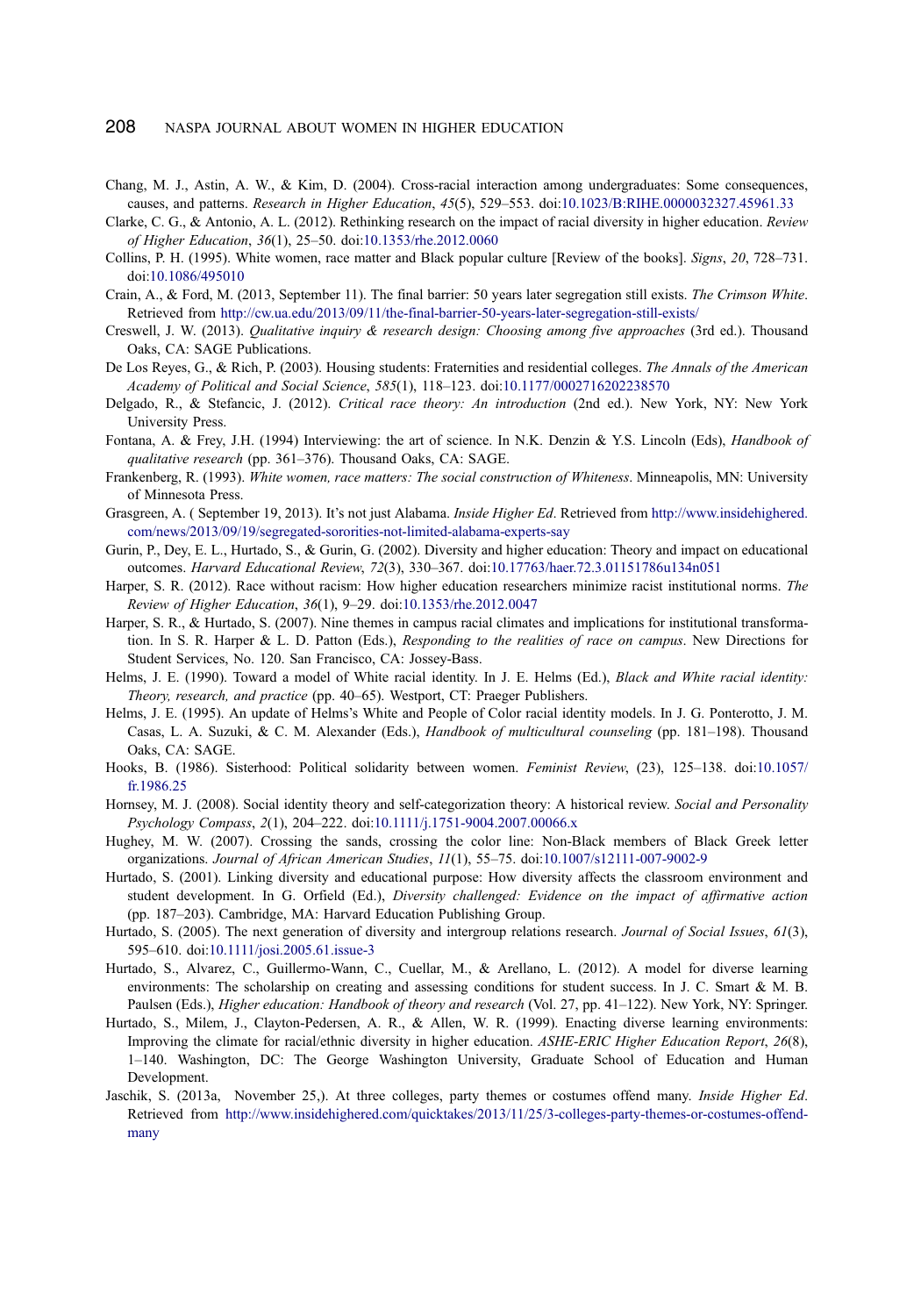Chang, M. J., Astin, A. W., & Kim, D. (2004). Cross-racial interaction among undergraduates: Some consequences, causes, and patterns. *Research in Higher Education*, *45*(5), 529–553. doi:10.1023/B:RIHE.0000032327.45961.33

Clarke, C. G., & Antonio, A. L. (2012). Rethinking research on the impact of racial diversity in higher education. *Review of Higher Education*, *36*(1), 25–50. doi:10.1353/rhe.2012.0060

Collins, P. H. (1995). White women, race matter and Black popular culture [Review of the books]. *Signs*, *20*, 728–731. doi:10.1086/495010

Crain, A., & Ford, M. (2013, September 11). The final barrier: 50 years later segregation still exists. *The Crimson White*. Retrieved from http://cw.ua.edu/2013/09/11/the-final-barrier-50-years-later-segregation-still-exists/

Creswell, J. W. (2013). *Qualitative inquiry & research design: Choosing among five approaches* (3rd ed.). Thousand Oaks, CA: SAGE Publications.

De Los Reyes, G., & Rich, P. (2003). Housing students: Fraternities and residential colleges. *The Annals of the American Academy of Political and Social Science*, *585*(1), 118–123. doi:10.1177/0002716202238570

Delgado, R., & Stefancic, J. (2012). *Critical race theory: An introduction* (2nd ed.). New York, NY: New York University Press.

Fontana, A. & Frey, J.H. (1994) Interviewing: the art of science. In N.K. Denzin & Y.S. Lincoln (Eds), *Handbook of qualitative research* (pp. 361–376). Thousand Oaks, CA: SAGE.

Frankenberg, R. (1993). *White women, race matters: The social construction of Whiteness*. Minneapolis, MN: University of Minnesota Press.

Grasgreen, A. ( September 19, 2013). It's not just Alabama. *Inside Higher Ed*. Retrieved from http://www.insidehighered.com/news/2013/09/19/segregated-sororities-not-limited-alabama-experts-say

Gurin, P., Dey, E. L., Hurtado, S., & Gurin, G. (2002). Diversity and higher education: Theory and impact on educational outcomes. *Harvard Educational Review*, *72*(3), 330–367. doi:10.17763/haer.72.3.01151786u134n051

Harper, S. R. (2012). Race without racism: How higher education researchers minimize racist institutional norms. *The Review of Higher Education*, *36*(1), 9–29. doi:10.1353/rhe.2012.0047

Harper, S. R., & Hurtado, S. (2007). Nine themes in campus racial climates and implications for institutional transformation. In S. R. Harper & L. D. Patton (Eds.), *Responding to the realities of race on campus*. New Directions for Student Services, No. 120. San Francisco, CA: Jossey-Bass.

Helms, J. E. (1990). Toward a model of White racial identity. In J. E. Helms (Ed.), *Black and White racial identity: Theory, research, and practice* (pp. 40–65). Westport, CT: Praeger Publishers.

Helms, J. E. (1995). An update of Helms's White and People of Color racial identity models. In J. G. Ponterotto, J. M. Casas, L. A. Suzuki, & C. M. Alexander (Eds.), *Handbook of multicultural counseling* (pp. 181–198). Thousand Oaks, CA: SAGE.

Hooks, B. (1986). Sisterhood: Political solidarity between women. *Feminist Review*, (23), 125–138. doi:10.1057/fr.1986.25

Hornsey, M. J. (2008). Social identity theory and self-categorization theory: A historical review. *Social and Personality Psychology Compass*, *2*(1), 204–222. doi:10.1111/j.1751-9004.2007.00066.x

Hughey, M. W. (2007). Crossing the sands, crossing the color line: Non-Black members of Black Greek letter organizations. *Journal of African American Studies*, *11*(1), 55–75. doi:10.1007/s12111-007-9002-9

Hurtado, S. (2001). Linking diversity and educational purpose: How diversity affects the classroom environment and student development. In G. Orfield (Ed.), *Diversity challenged: Evidence on the impact of affirmative action* (pp. 187–203). Cambridge, MA: Harvard Education Publishing Group.

Hurtado, S. (2005). The next generation of diversity and intergroup relations research. *Journal of Social Issues*, *61*(3), 595–610. doi:10.1111/josi.2005.61.issue-3

Hurtado, S., Alvarez, C., Guillermo-Wann, C., Cuellar, M., & Arellano, L. (2012). A model for diverse learning environments: The scholarship on creating and assessing conditions for student success. In J. C. Smart & M. B. Paulsen (Eds.), *Higher education: Handbook of theory and research* (Vol. 27, pp. 41–122). New York, NY: Springer.

Hurtado, S., Milem, J., Clayton-Pedersen, A. R., & Allen, W. R. (1999). Enacting diverse learning environments: Improving the climate for racial/ethnic diversity in higher education. *ASHE-ERIC Higher Education Report*, *26*(8), 1–140. Washington, DC: The George Washington University, Graduate School of Education and Human Development.

Jaschik, S. (2013a, November 25,). At three colleges, party themes or costumes offend many. *Inside Higher Ed*. Retrieved from http://www.insidehighered.com/quicktakes/2013/11/25/3-colleges-party-themes-or-costumes-offend-many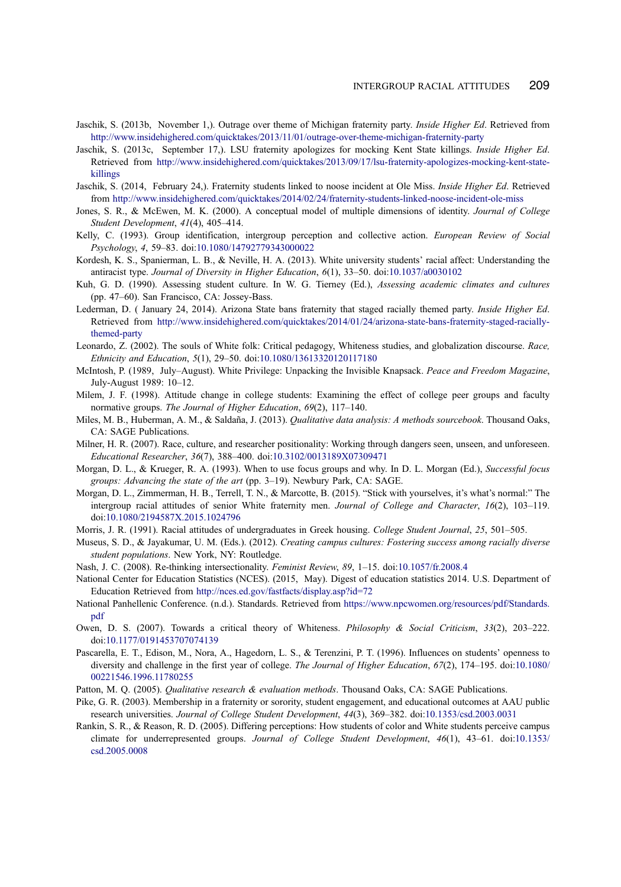Jaschik, S. (2013b, November 1,). Outrage over theme of Michigan fraternity party. *Inside Higher Ed*. Retrieved from http://www.insidehighered.com/quicktakes/2013/11/01/outrage-over-theme-michigan-fraternity-party

Jaschik, S. (2013c, September 17,). LSU fraternity apologizes for mocking Kent State killings. *Inside Higher Ed*. Retrieved from http://www.insidehighered.com/quicktakes/2013/09/17/lsu-fraternity-apologizes-mocking-kent-state-killings

Jaschik, S. (2014, February 24,). Fraternity students linked to noose incident at Ole Miss. *Inside Higher Ed*. Retrieved from http://www.insidehighered.com/quicktakes/2014/02/24/fraternity-students-linked-noose-incident-ole-miss

Jones, S. R., & McEwen, M. K. (2000). A conceptual model of multiple dimensions of identity. *Journal of College Student Development*, *41*(4), 405–414.

Kelly, C. (1993). Group identification, intergroup perception and collective action. *European Review of Social Psychology*, *4*, 59–83. doi:10.1080/14792779343000022

Kordesh, K. S., Spanierman, L. B., & Neville, H. A. (2013). White university students' racial affect: Understanding the antiracist type. *Journal of Diversity in Higher Education*, *6*(1), 33–50. doi:10.1037/a0030102

Kuh, G. D. (1990). Assessing student culture. In W. G. Tierney (Ed.), *Assessing academic climates and cultures* (pp. 47–60). San Francisco, CA: Jossey-Bass.

Lederman, D. ( January 24, 2014). Arizona State bans fraternity that staged racially themed party. *Inside Higher Ed*. Retrieved from http://www.insidehighered.com/quicktakes/2014/01/24/arizona-state-bans-fraternity-staged-racially-themed-party

Leonardo, Z. (2002). The souls of White folk: Critical pedagogy, Whiteness studies, and globalization discourse. *Race, Ethnicity and Education*, *5*(1), 29–50. doi:10.1080/13613320120117180

McIntosh, P. (1989, July–August). White Privilege: Unpacking the Invisible Knapsack. *Peace and Freedom Magazine*, July-August 1989: 10–12.

Milem, J. F. (1998). Attitude change in college students: Examining the effect of college peer groups and faculty normative groups. *The Journal of Higher Education*, *69*(2), 117–140.

Miles, M. B., Huberman, A. M., & Saldaña, J. (2013). *Qualitative data analysis: A methods sourcebook*. Thousand Oaks, CA: SAGE Publications.

Milner, H. R. (2007). Race, culture, and researcher positionality: Working through dangers seen, unseen, and unforeseen. *Educational Researcher*, *36*(7), 388–400. doi:10.3102/0013189X07309471

Morgan, D. L., & Krueger, R. A. (1993). When to use focus groups and why. In D. L. Morgan (Ed.), *Successful focus groups: Advancing the state of the art* (pp. 3–19). Newbury Park, CA: SAGE.

Morgan, D. L., Zimmerman, H. B., Terrell, T. N., & Marcotte, B. (2015). "Stick with yourselves, it's what's normal:" The intergroup racial attitudes of senior White fraternity men. *Journal of College and Character*, *16*(2), 103–119. doi:10.1080/2194587X.2015.1024796

Morris, J. R. (1991). Racial attitudes of undergraduates in Greek housing. *College Student Journal*, *25*, 501–505.

Museus, S. D., & Jayakumar, U. M. (Eds.). (2012). *Creating campus cultures: Fostering success among racially diverse student populations*. New York, NY: Routledge.

Nash, J. C. (2008). Re-thinking intersectionality. *Feminist Review*, *89*, 1–15. doi:10.1057/fr.2008.4

National Center for Education Statistics (NCES). (2015, May). Digest of education statistics 2014. U.S. Department of Education Retrieved from http://nces.ed.gov/fastfacts/display.asp?id=72

National Panhellenic Conference. (n.d.). Standards. Retrieved from https://www.npcwomen.org/resources/pdf/Standards.pdf

Owen, D. S. (2007). Towards a critical theory of Whiteness. *Philosophy & Social Criticism*, *33*(2), 203–222. doi:10.1177/0191453707074139

Pascarella, E. T., Edison, M., Nora, A., Hagedorn, L. S., & Terenzini, P. T. (1996). Influences on students' openness to diversity and challenge in the first year of college. *The Journal of Higher Education*, *67*(2), 174–195. doi:10.1080/00221546.1996.11780255

Patton, M. Q. (2005). *Qualitative research & evaluation methods*. Thousand Oaks, CA: SAGE Publications.

Pike, G. R. (2003). Membership in a fraternity or sorority, student engagement, and educational outcomes at AAU public research universities. *Journal of College Student Development*, *44*(3), 369–382. doi:10.1353/csd.2003.0031

Rankin, S. R., & Reason, R. D. (2005). Differing perceptions: How students of color and White students perceive campus climate for underrepresented groups. *Journal of College Student Development*, *46*(1), 43–61. doi:10.1353/csd.2005.0008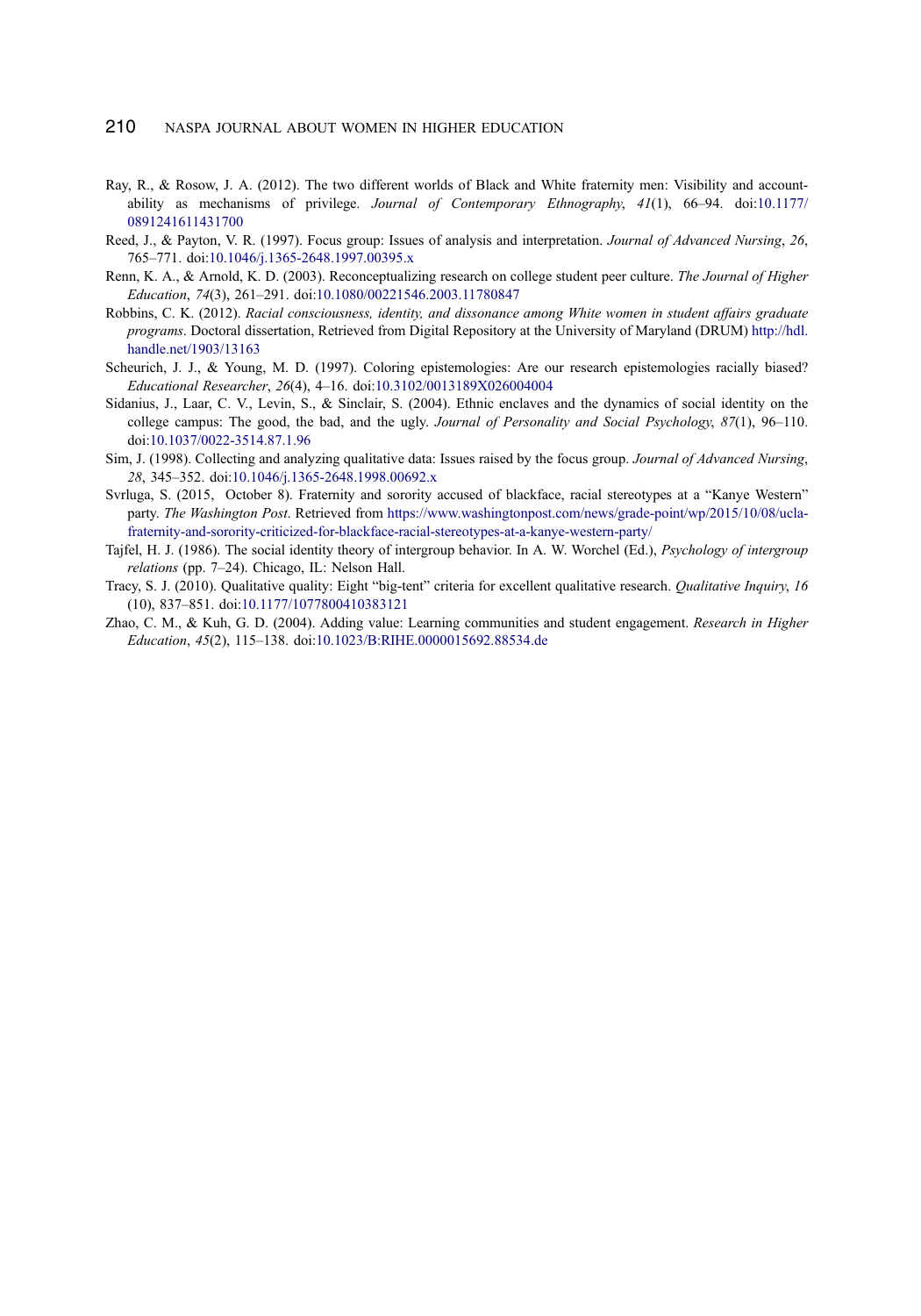Ray, R., & Rosow, J. A. (2012). The two different worlds of Black and White fraternity men: Visibility and accountability as mechanisms of privilege. *Journal of Contemporary Ethnography*, *41*(1), 66–94. doi:10.1177/0891241611431700

Reed, J., & Payton, V. R. (1997). Focus group: Issues of analysis and interpretation. *Journal of Advanced Nursing*, *26*, 765–771. doi:10.1046/j.1365-2648.1997.00395.x

Renn, K. A., & Arnold, K. D. (2003). Reconceptualizing research on college student peer culture. *The Journal of Higher Education*, *74*(3), 261–291. doi:10.1080/00221546.2003.11780847

Robbins, C. K. (2012). *Racial consciousness, identity, and dissonance among White women in student affairs graduate programs*. Doctoral dissertation, Retrieved from Digital Repository at the University of Maryland (DRUM) http://hdl.handle.net/1903/13163

Scheurich, J. J., & Young, M. D. (1997). Coloring epistemologies: Are our research epistemologies racially biased? *Educational Researcher*, *26*(4), 4–16. doi:10.3102/0013189X026004004

Sidanius, J., Laar, C. V., Levin, S., & Sinclair, S. (2004). Ethnic enclaves and the dynamics of social identity on the college campus: The good, the bad, and the ugly. *Journal of Personality and Social Psychology*, *87*(1), 96–110. doi:10.1037/0022-3514.87.1.96

Sim, J. (1998). Collecting and analyzing qualitative data: Issues raised by the focus group. *Journal of Advanced Nursing*, *28*, 345–352. doi:10.1046/j.1365-2648.1998.00692.x

Svrluga, S. (2015, October 8). Fraternity and sorority accused of blackface, racial stereotypes at a "Kanye Western" party. *The Washington Post*. Retrieved from https://www.washingtonpost.com/news/grade-point/wp/2015/10/08/ucla-fraternity-and-sorority-criticized-for-blackface-racial-stereotypes-at-a-kanye-western-party/

Tajfel, H. J. (1986). The social identity theory of intergroup behavior. In A. W. Worchel (Ed.), *Psychology of intergroup relations* (pp. 7–24). Chicago, IL: Nelson Hall.

Tracy, S. J. (2010). Qualitative quality: Eight "big-tent" criteria for excellent qualitative research. *Qualitative Inquiry*, *16*(10), 837–851. doi:10.1177/1077800410383121

Zhao, C. M., & Kuh, G. D. (2004). Adding value: Learning communities and student engagement. *Research in Higher Education*, *45*(2), 115–138. doi:10.1023/B:RIHE.0000015692.88534.de